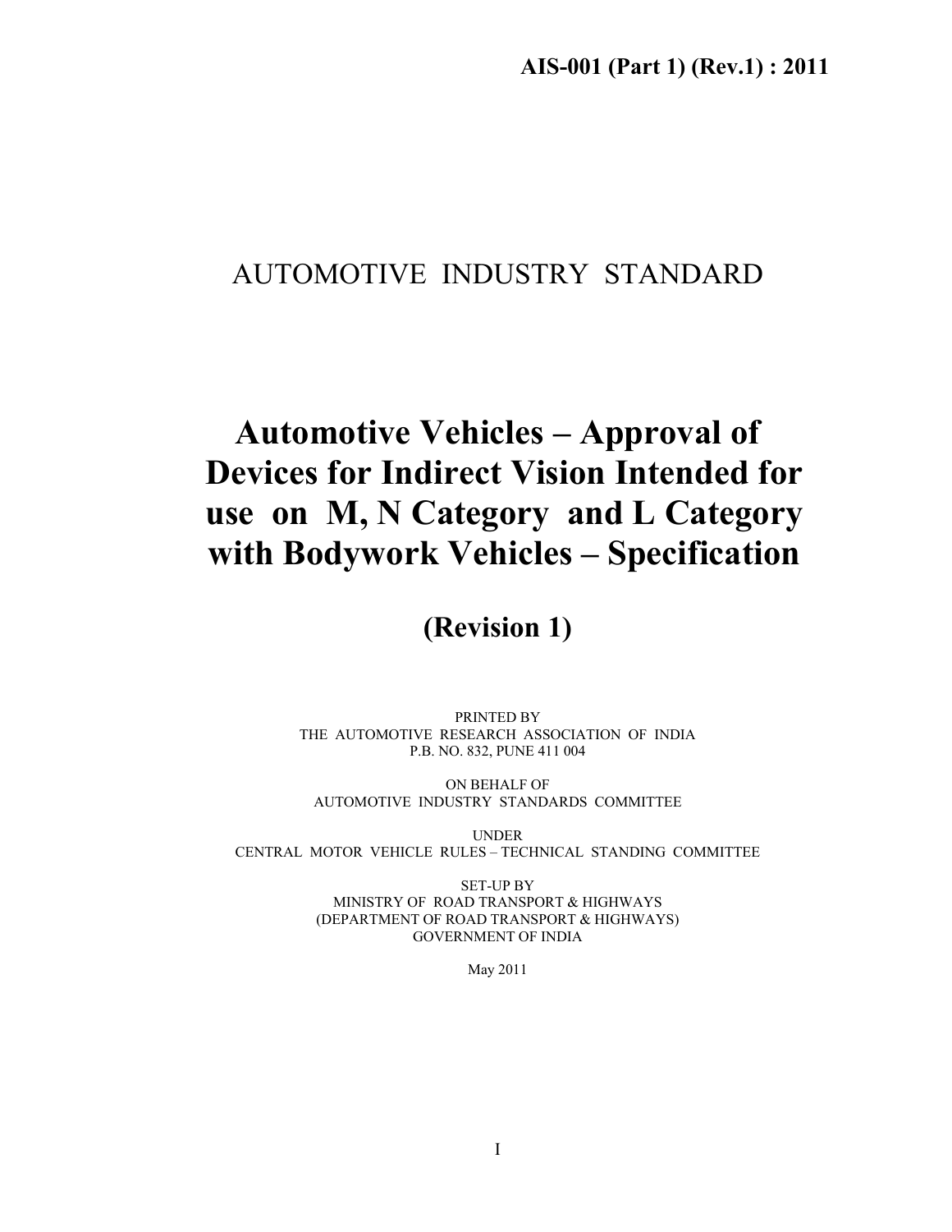**AIS-001 (Part 1) (Rev.1) : 2011**

AUTOMOTIVE INDUSTRY STANDARD

# Automotive Vehicles – Approval of Devices for Indirect Vision Intended for use on M, N Category and L Category with Bodywork Vehicles – Specification

## (Revision 1)

PRINTED BY
THE AUTOMOTIVE RESEARCH ASSOCIATION OF INDIA
P.B. NO. 832, PUNE 411 004

ON BEHALF OF
AUTOMOTIVE INDUSTRY STANDARDS COMMITTEE

UNDER
CENTRAL MOTOR VEHICLE RULES – TECHNICAL STANDING COMMITTEE

SET-UP BY
MINISTRY OF ROAD TRANSPORT & HIGHWAYS
(DEPARTMENT OF ROAD TRANSPORT & HIGHWAYS)
GOVERNMENT OF INDIA

May 2011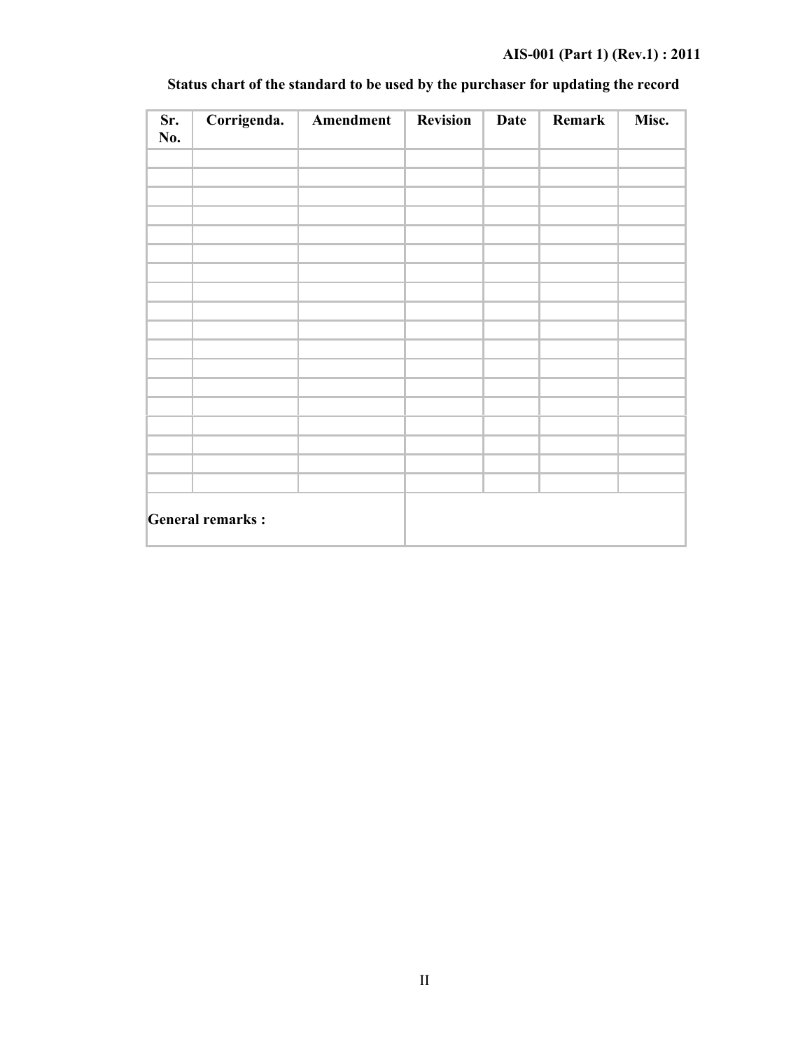**Status chart of the standard to be used by the purchaser for updating the record**

| Sr. No. | Corrigenda. | Amendment | Revision | Date | Remark | Misc. |
|---|---|---|---|---|---|---|
| | | | | | | |
| | | | | | | |
| | | | | | | |
| | | | | | | |
| | | | | | | |
| | | | | | | |
| | | | | | | |
| | | | | | | |
| | | | | | | |
| | | | | | | |
| | | | | | | |
| | | | | | | |
| | | | | | | |
| | | | | | | |
| | | | | | | |
| | | | | | | |
| | | | | | | |
| | | | | | | |
| **General remarks :** | | | | | | |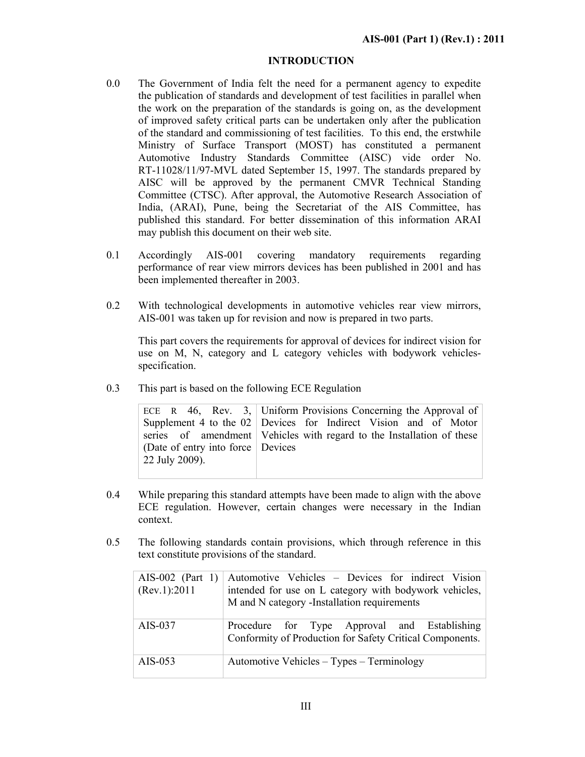## INTRODUCTION

0.0 The Government of India felt the need for a permanent agency to expedite the publication of standards and development of test facilities in parallel when the work on the preparation of the standards is going on, as the development of improved safety critical parts can be undertaken only after the publication of the standard and commissioning of test facilities. To this end, the erstwhile Ministry of Surface Transport (MOST) has constituted a permanent Automotive Industry Standards Committee (AISC) vide order No. RT-11028/11/97-MVL dated September 15, 1997. The standards prepared by AISC will be approved by the permanent CMVR Technical Standing Committee (CTSC). After approval, the Automotive Research Association of India, (ARAI), Pune, being the Secretariat of the AIS Committee, has published this standard. For better dissemination of this information ARAI may publish this document on their web site.

0.1 Accordingly AIS-001 covering mandatory requirements regarding performance of rear view mirrors devices has been published in 2001 and has been implemented thereafter in 2003.

0.2 With technological developments in automotive vehicles rear view mirrors, AIS-001 was taken up for revision and now is prepared in two parts.

This part covers the requirements for approval of devices for indirect vision for use on M, N, category and L category vehicles with bodywork vehicles-specification.

0.3 This part is based on the following ECE Regulation

| ECE R 46, Rev. 3, Supplement 4 to the 02 series of amendment (Date of entry into force 22 July 2009). | Uniform Provisions Concerning the Approval of Devices for Indirect Vision and of Motor Vehicles with regard to the Installation of these Devices |
|---|---|

0.4 While preparing this standard attempts have been made to align with the above ECE regulation. However, certain changes were necessary in the Indian context.

0.5 The following standards contain provisions, which through reference in this text constitute provisions of the standard.

| AIS-002 (Part 1) (Rev.1):2011 | Automotive Vehicles – Devices for indirect Vision intended for use on L category with bodywork vehicles, M and N category -Installation requirements |
|---|---|
| AIS-037 | Procedure for Type Approval and Establishing Conformity of Production for Safety Critical Components. |
| AIS-053 | Automotive Vehicles – Types – Terminology |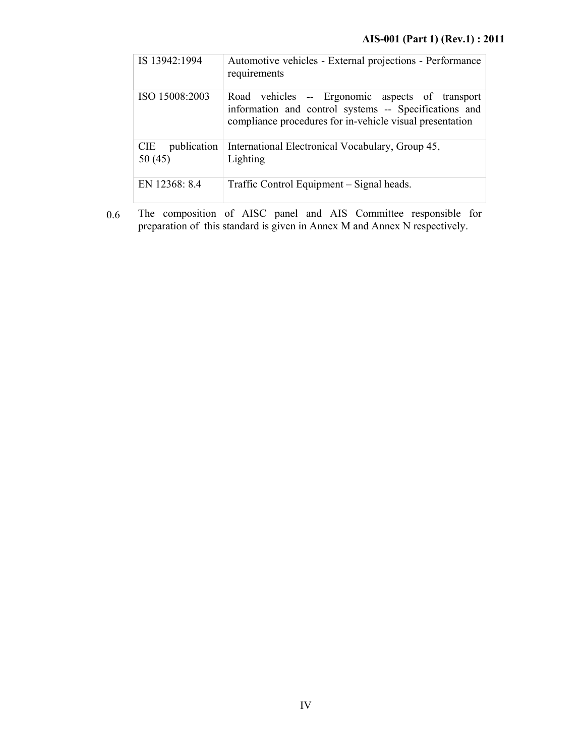| | |
|---|---|
| IS 13942:1994 | Automotive vehicles - External projections - Performance requirements |
| ISO 15008:2003 | Road vehicles -- Ergonomic aspects of transport information and control systems -- Specifications and compliance procedures for in-vehicle visual presentation |
| CIE publication 50 (45) | International Electronical Vocabulary, Group 45, Lighting |
| EN 12368: 8.4 | Traffic Control Equipment – Signal heads. |

0.6 The composition of AISC panel and AIS Committee responsible for preparation of this standard is given in Annex M and Annex N respectively.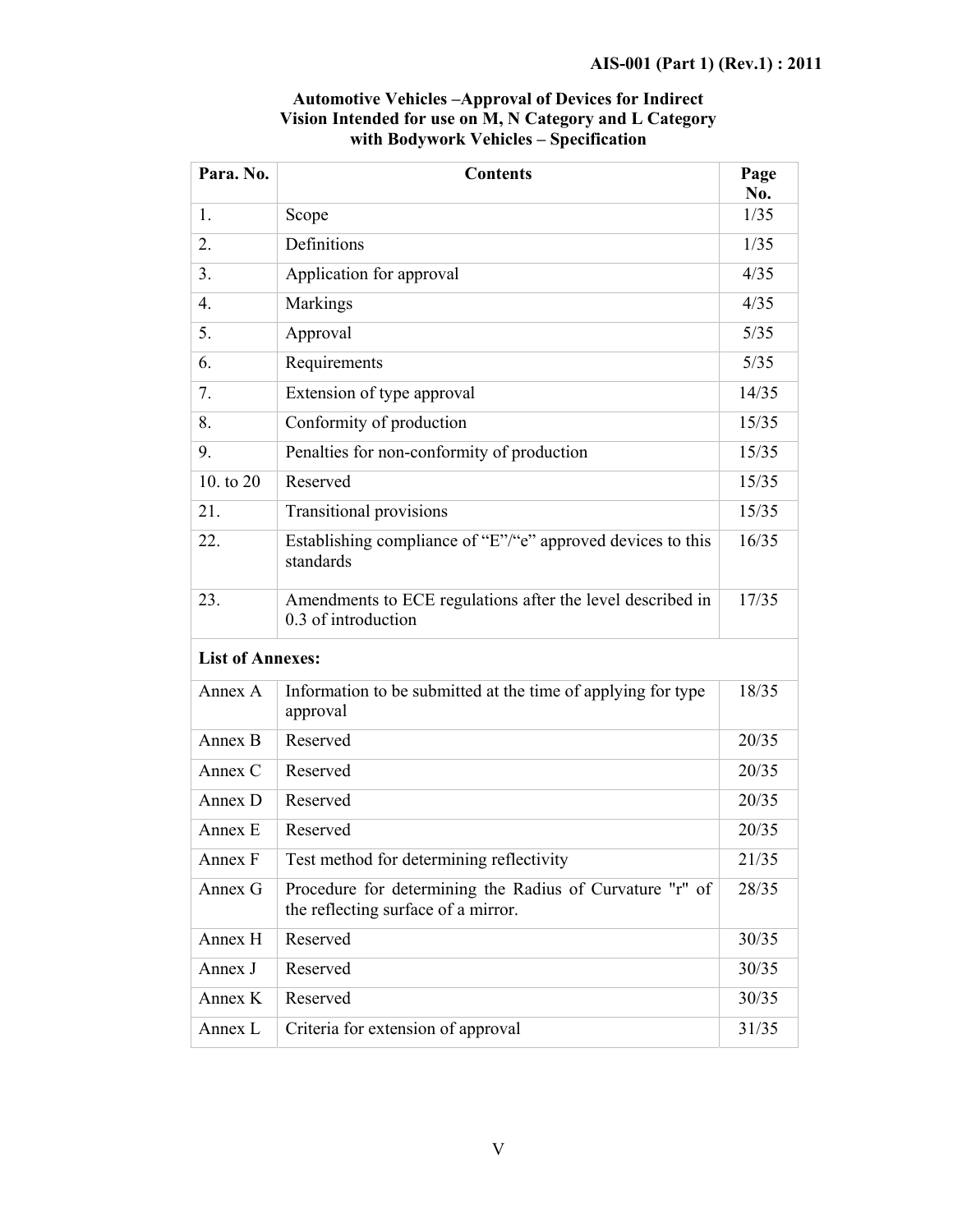**Automotive Vehicles –Approval of Devices for Indirect Vision Intended for use on M, N Category and L Category with Bodywork Vehicles – Specification**

| Para. No. | Contents | Page No. |
|---|---|---|
| 1. | Scope | 1/35 |
| 2. | Definitions | 1/35 |
| 3. | Application for approval | 4/35 |
| 4. | Markings | 4/35 |
| 5. | Approval | 5/35 |
| 6. | Requirements | 5/35 |
| 7. | Extension of type approval | 14/35 |
| 8. | Conformity of production | 15/35 |
| 9. | Penalties for non-conformity of production | 15/35 |
| 10. to 20 | Reserved | 15/35 |
| 21. | Transitional provisions | 15/35 |
| 22. | Establishing compliance of "E"/"e" approved devices to this standards | 16/35 |
| 23. | Amendments to ECE regulations after the level described in 0.3 of introduction | 17/35 |
| **List of Annexes:** | | |
| Annex A | Information to be submitted at the time of applying for type approval | 18/35 |
| Annex B | Reserved | 20/35 |
| Annex C | Reserved | 20/35 |
| Annex D | Reserved | 20/35 |
| Annex E | Reserved | 20/35 |
| Annex F | Test method for determining reflectivity | 21/35 |
| Annex G | Procedure for determining the Radius of Curvature "r" of the reflecting surface of a mirror. | 28/35 |
| Annex H | Reserved | 30/35 |
| Annex J | Reserved | 30/35 |
| Annex K | Reserved | 30/35 |
| Annex L | Criteria for extension of approval | 31/35 |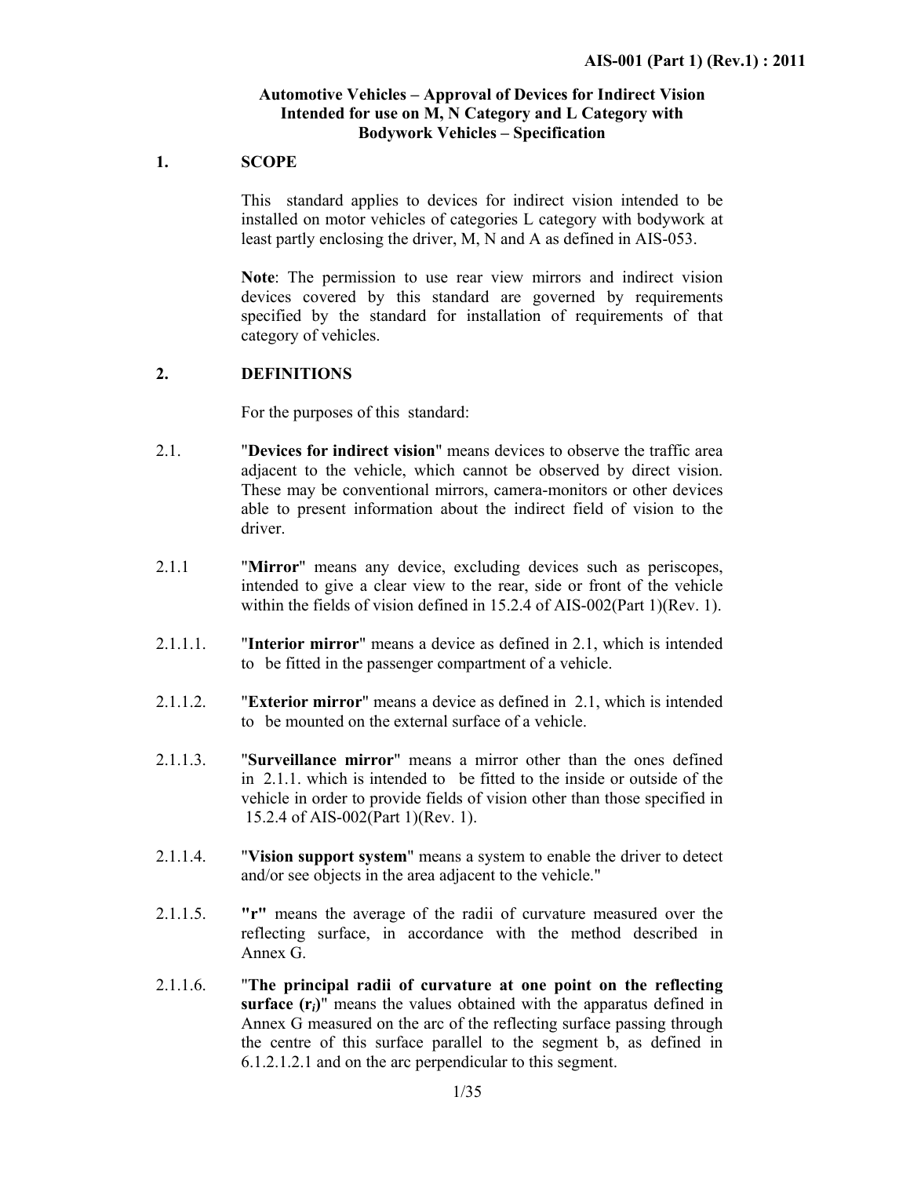**Automotive Vehicles – Approval of Devices for Indirect Vision Intended for use on M, N Category and L Category with Bodywork Vehicles – Specification**

## 1. SCOPE

This standard applies to devices for indirect vision intended to be installed on motor vehicles of categories L category with bodywork at least partly enclosing the driver, M, N and A as defined in AIS-053.

**Note**: The permission to use rear view mirrors and indirect vision devices covered by this standard are governed by requirements specified by the standard for installation of requirements of that category of vehicles.

## 2. DEFINITIONS

For the purposes of this standard:

2.1. "**Devices for indirect vision**" means devices to observe the traffic area adjacent to the vehicle, which cannot be observed by direct vision. These may be conventional mirrors, camera-monitors or other devices able to present information about the indirect field of vision to the driver.

2.1.1 "**Mirror**" means any device, excluding devices such as periscopes, intended to give a clear view to the rear, side or front of the vehicle within the fields of vision defined in 15.2.4 of AIS-002(Part 1)(Rev. 1).

2.1.1.1. "**Interior mirror**" means a device as defined in 2.1, which is intended to be fitted in the passenger compartment of a vehicle.

2.1.1.2. "**Exterior mirror**" means a device as defined in 2.1, which is intended to be mounted on the external surface of a vehicle.

2.1.1.3. "**Surveillance mirror**" means a mirror other than the ones defined in 2.1.1. which is intended to be fitted to the inside or outside of the vehicle in order to provide fields of vision other than those specified in 15.2.4 of AIS-002(Part 1)(Rev. 1).

2.1.1.4. "**Vision support system**" means a system to enable the driver to detect and/or see objects in the area adjacent to the vehicle."

2.1.1.5. **"r"** means the average of the radii of curvature measured over the reflecting surface, in accordance with the method described in Annex G.

2.1.1.6. "**The principal radii of curvature at one point on the reflecting surface ($r_i$)**" means the values obtained with the apparatus defined in Annex G measured on the arc of the reflecting surface passing through the centre of this surface parallel to the segment b, as defined in 6.1.2.1.2.1 and on the arc perpendicular to this segment.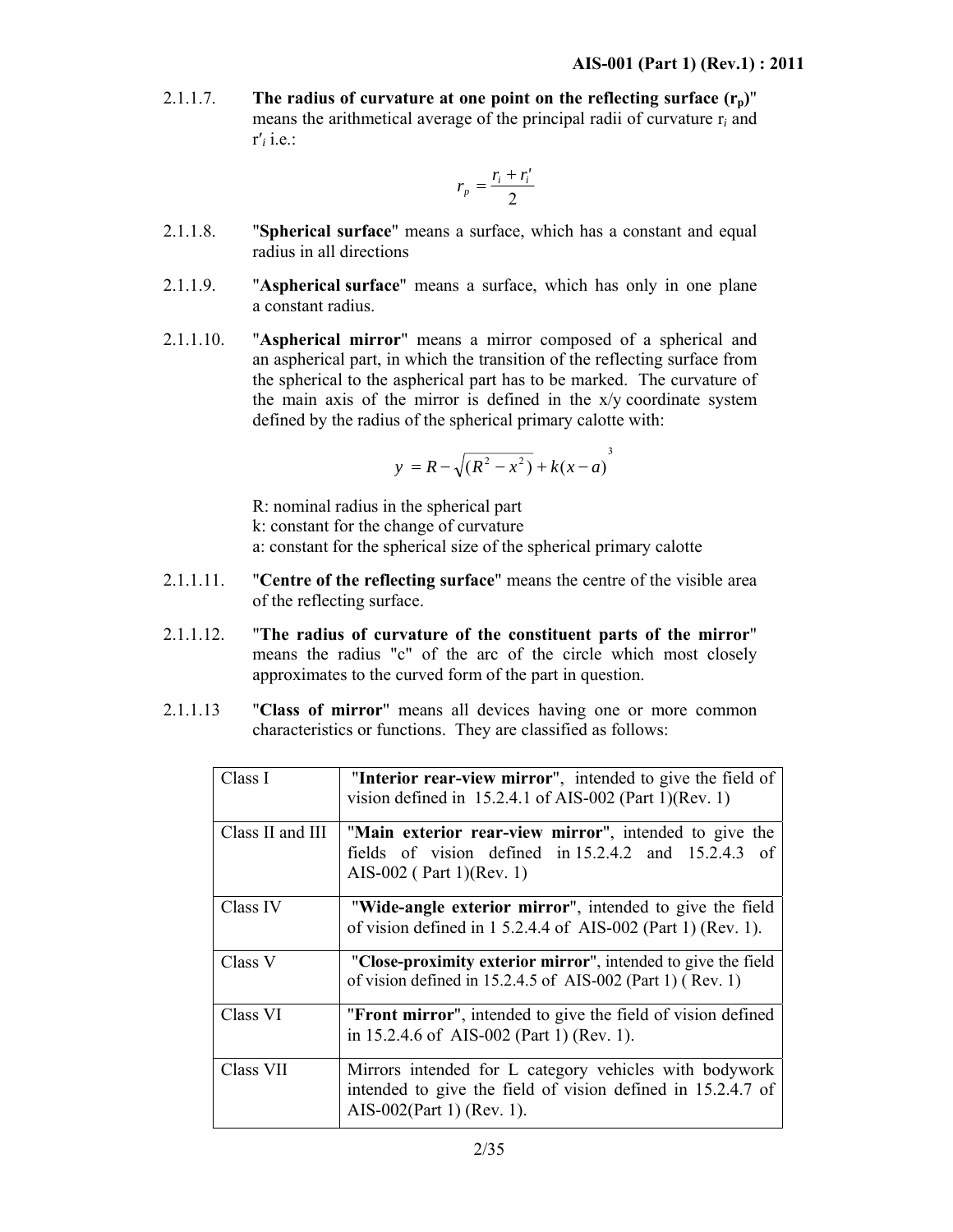2.1.1.7. "**The radius of curvature at one point on the reflecting surface ($r_p$)**" means the arithmetical average of the principal radii of curvature $r_i$ and $r'_i$ i.e.:

$$r_p = \frac{r_i + r'_i}{2}$$

2.1.1.8. "**Spherical surface**" means a surface, which has a constant and equal radius in all directions

2.1.1.9. "**Aspherical surface**" means a surface, which has only in one plane a constant radius.

2.1.1.10. "**Aspherical mirror**" means a mirror composed of a spherical and an aspherical part, in which the transition of the reflecting surface from the spherical to the aspherical part has to be marked. The curvature of the main axis of the mirror is defined in the x/y coordinate system defined by the radius of the spherical primary calotte with:

$$y = R - \sqrt{(R^2 - x^2)} + k(x - a)^3$$

R: nominal radius in the spherical part

k: constant for the change of curvature

a: constant for the spherical size of the spherical primary calotte

2.1.1.11. "**Centre of the reflecting surface**" means the centre of the visible area of the reflecting surface.

2.1.1.12. "**The radius of curvature of the constituent parts of the mirror**" means the radius "c" of the arc of the circle which most closely approximates to the curved form of the part in question.

2.1.1.13 "**Class of mirror**" means all devices having one or more common characteristics or functions. They are classified as follows:

| | |
|---|---|
| Class I | "**Interior rear-view mirror**", intended to give the field of vision defined in 15.2.4.1 of AIS-002 (Part 1)(Rev. 1) |
| Class II and III | "**Main exterior rear-view mirror**", intended to give the fields of vision defined in 15.2.4.2 and 15.2.4.3 of AIS-002 ( Part 1)(Rev. 1) |
| Class IV | "**Wide-angle exterior mirror**", intended to give the field of vision defined in 1 5.2.4.4 of AIS-002 (Part 1) (Rev. 1). |
| Class V | "**Close-proximity exterior mirror**", intended to give the field of vision defined in 15.2.4.5 of AIS-002 (Part 1) ( Rev. 1) |
| Class VI | "**Front mirror**", intended to give the field of vision defined in 15.2.4.6 of AIS-002 (Part 1) (Rev. 1). |
| Class VII | Mirrors intended for L category vehicles with bodywork intended to give the field of vision defined in 15.2.4.7 of AIS-002(Part 1) (Rev. 1). |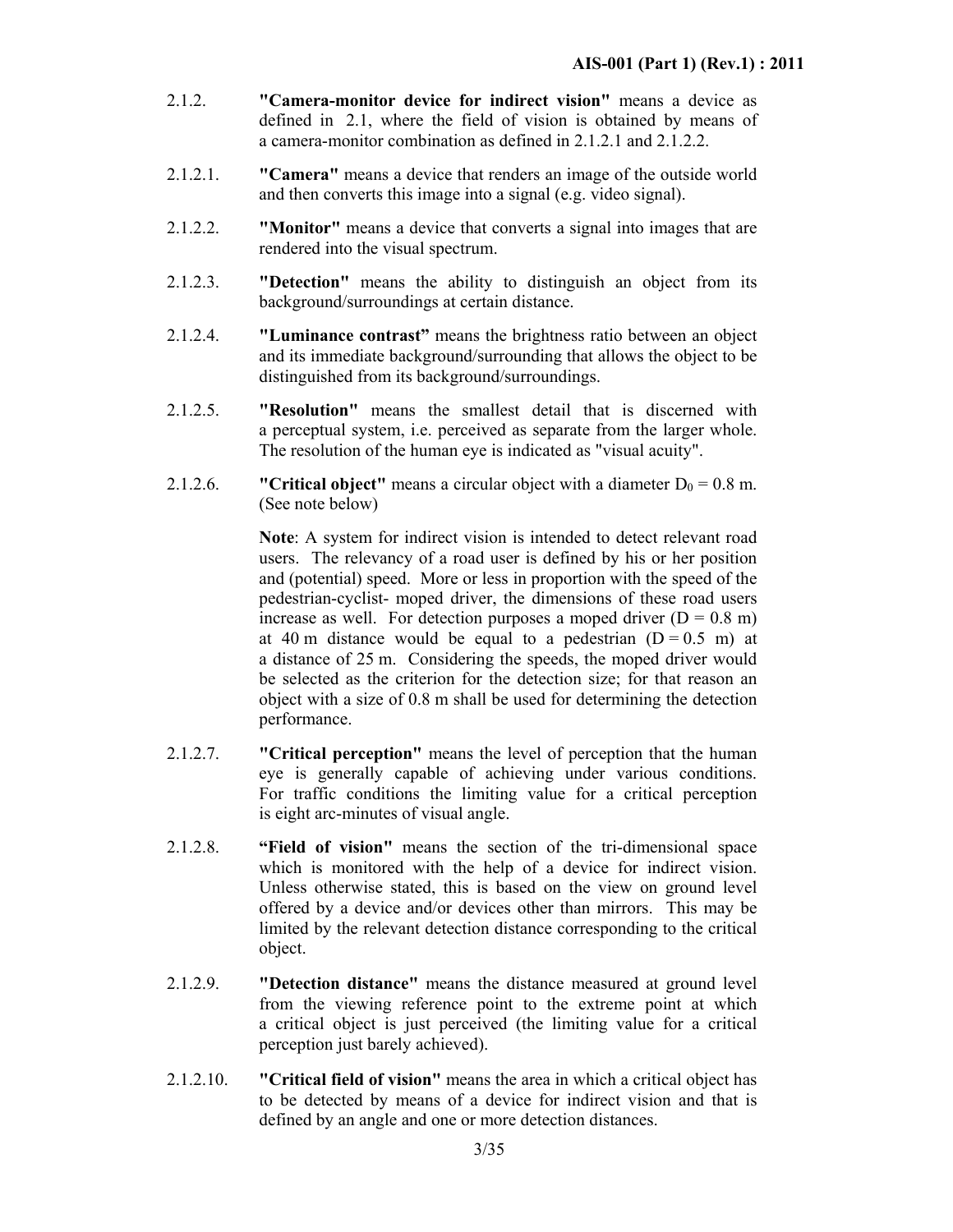2.1.2. **"Camera-monitor device for indirect vision"** means a device as defined in 2.1, where the field of vision is obtained by means of a camera-monitor combination as defined in 2.1.2.1 and 2.1.2.2.

2.1.2.1. **"Camera"** means a device that renders an image of the outside world and then converts this image into a signal (e.g. video signal).

2.1.2.2. **"Monitor"** means a device that converts a signal into images that are rendered into the visual spectrum.

2.1.2.3. **"Detection"** means the ability to distinguish an object from its background/surroundings at certain distance.

2.1.2.4. **"Luminance contrast"** means the brightness ratio between an object and its immediate background/surrounding that allows the object to be distinguished from its background/surroundings.

2.1.2.5. **"Resolution"** means the smallest detail that is discerned with a perceptual system, i.e. perceived as separate from the larger whole. The resolution of the human eye is indicated as "visual acuity".

2.1.2.6. **"Critical object"** means a circular object with a diameter $D_0$ = 0.8 m. (See note below)

**Note**: A system for indirect vision is intended to detect relevant road users. The relevancy of a road user is defined by his or her position and (potential) speed. More or less in proportion with the speed of the pedestrian-cyclist- moped driver, the dimensions of these road users increase as well. For detection purposes a moped driver (D = 0.8 m) at 40 m distance would be equal to a pedestrian (D = 0.5 m) at a distance of 25 m. Considering the speeds, the moped driver would be selected as the criterion for the detection size; for that reason an object with a size of 0.8 m shall be used for determining the detection performance.

2.1.2.7. **"Critical perception"** means the level of perception that the human eye is generally capable of achieving under various conditions. For traffic conditions the limiting value for a critical perception is eight arc-minutes of visual angle.

2.1.2.8. **"Field of vision"** means the section of the tri-dimensional space which is monitored with the help of a device for indirect vision. Unless otherwise stated, this is based on the view on ground level offered by a device and/or devices other than mirrors. This may be limited by the relevant detection distance corresponding to the critical object.

2.1.2.9. **"Detection distance"** means the distance measured at ground level from the viewing reference point to the extreme point at which a critical object is just perceived (the limiting value for a critical perception just barely achieved).

2.1.2.10. **"Critical field of vision"** means the area in which a critical object has to be detected by means of a device for indirect vision and that is defined by an angle and one or more detection distances.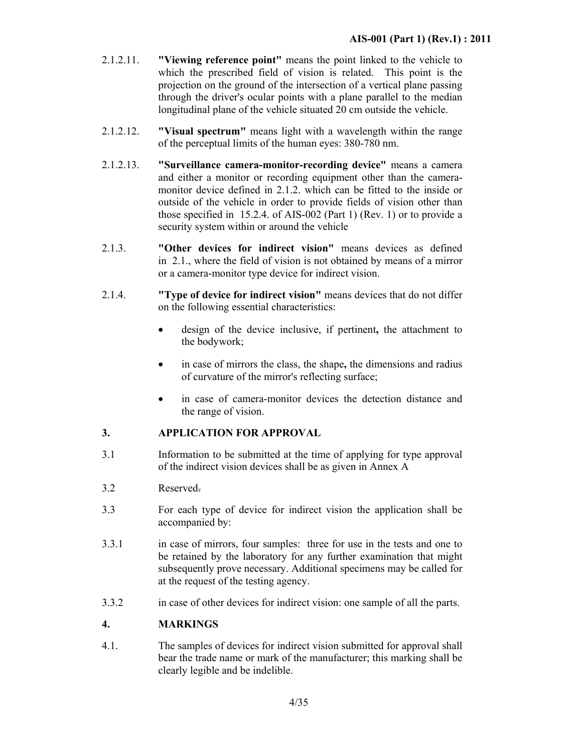2.1.2.11. **"Viewing reference point"** means the point linked to the vehicle to which the prescribed field of vision is related. This point is the projection on the ground of the intersection of a vertical plane passing through the driver's ocular points with a plane parallel to the median longitudinal plane of the vehicle situated 20 cm outside the vehicle.

2.1.2.12. **"Visual spectrum"** means light with a wavelength within the range of the perceptual limits of the human eyes: 380-780 nm.

2.1.2.13. **"Surveillance camera-monitor-recording device"** means a camera and either a monitor or recording equipment other than the camera-monitor device defined in 2.1.2. which can be fitted to the inside or outside of the vehicle in order to provide fields of vision other than those specified in 15.2.4. of AIS-002 (Part 1) (Rev. 1) or to provide a security system within or around the vehicle

2.1.3. **"Other devices for indirect vision"** means devices as defined in 2.1., where the field of vision is not obtained by means of a mirror or a camera-monitor type device for indirect vision.

2.1.4. **"Type of device for indirect vision"** means devices that do not differ on the following essential characteristics:

- design of the device inclusive, if pertinent**,** the attachment to the bodywork;
- in case of mirrors the class, the shape**,** the dimensions and radius of curvature of the mirror's reflecting surface;
- in case of camera-monitor devices the detection distance and the range of vision.

## 3. APPLICATION FOR APPROVAL

3.1 Information to be submitted at the time of applying for type approval of the indirect vision devices shall be as given in Annex A

3.2 Reserved.

3.3 For each type of device for indirect vision the application shall be accompanied by:

3.3.1 in case of mirrors, four samples: three for use in the tests and one to be retained by the laboratory for any further examination that might subsequently prove necessary. Additional specimens may be called for at the request of the testing agency.

3.3.2 in case of other devices for indirect vision: one sample of all the parts.

## 4. MARKINGS

4.1. The samples of devices for indirect vision submitted for approval shall bear the trade name or mark of the manufacturer; this marking shall be clearly legible and be indelible.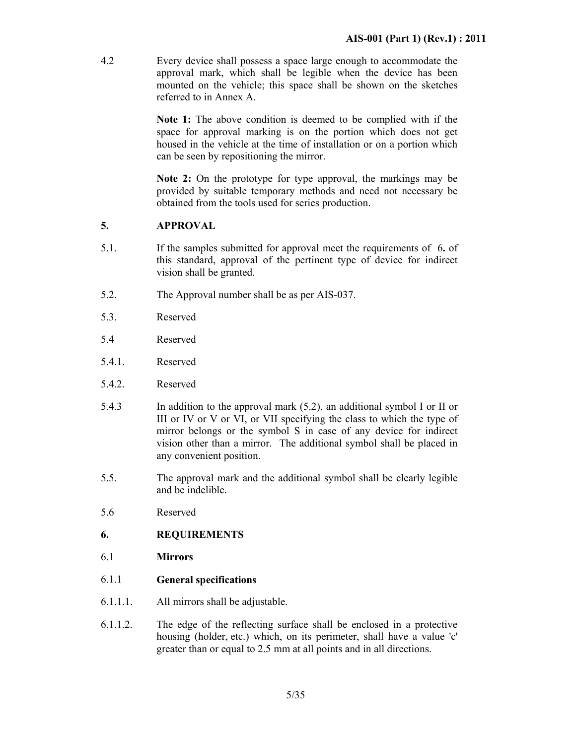4.2 Every device shall possess a space large enough to accommodate the approval mark, which shall be legible when the device has been mounted on the vehicle; this space shall be shown on the sketches referred to in Annex A.

**Note 1:** The above condition is deemed to be complied with if the space for approval marking is on the portion which does not get housed in the vehicle at the time of installation or on a portion which can be seen by repositioning the mirror.

**Note 2:** On the prototype for type approval, the markings may be provided by suitable temporary methods and need not necessary be obtained from the tools used for series production.

## 5. APPROVAL

5.1. If the samples submitted for approval meet the requirements of 6**.** of this standard, approval of the pertinent type of device for indirect vision shall be granted.

5.2. The Approval number shall be as per AIS-037.

5.3. Reserved

5.4 Reserved

5.4.1. Reserved

5.4.2. Reserved

5.4.3 In addition to the approval mark (5.2), an additional symbol I or II or III or IV or V or VI, or VII specifying the class to which the type of mirror belongs or the symbol S in case of any device for indirect vision other than a mirror. The additional symbol shall be placed in any convenient position.

5.5. The approval mark and the additional symbol shall be clearly legible and be indelible.

5.6 Reserved

## 6. REQUIREMENTS

### 6.1 Mirrors

#### 6.1.1 General specifications

6.1.1.1. All mirrors shall be adjustable.

6.1.1.2. The edge of the reflecting surface shall be enclosed in a protective housing (holder, etc.) which, on its perimeter, shall have a value 'c' greater than or equal to 2.5 mm at all points and in all directions.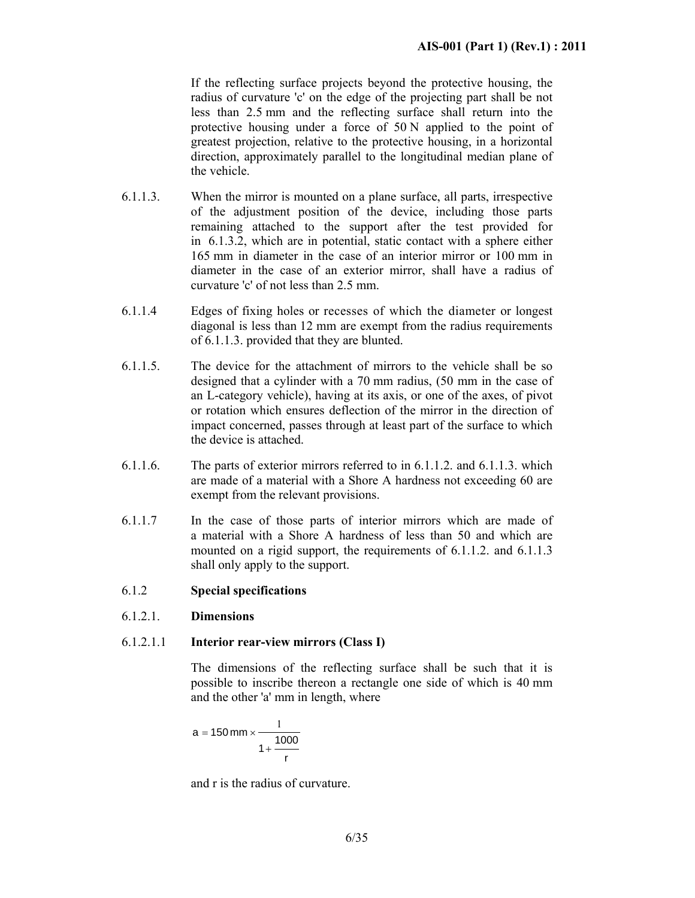If the reflecting surface projects beyond the protective housing, the radius of curvature 'c' on the edge of the projecting part shall be not less than 2.5 mm and the reflecting surface shall return into the protective housing under a force of 50 N applied to the point of greatest projection, relative to the protective housing, in a horizontal direction, approximately parallel to the longitudinal median plane of the vehicle.

6.1.1.3. When the mirror is mounted on a plane surface, all parts, irrespective of the adjustment position of the device, including those parts remaining attached to the support after the test provided for in 6.1.3.2, which are in potential, static contact with a sphere either 165 mm in diameter in the case of an interior mirror or 100 mm in diameter in the case of an exterior mirror, shall have a radius of curvature 'c' of not less than 2.5 mm.

6.1.1.4 Edges of fixing holes or recesses of which the diameter or longest diagonal is less than 12 mm are exempt from the radius requirements of 6.1.1.3. provided that they are blunted.

6.1.1.5. The device for the attachment of mirrors to the vehicle shall be so designed that a cylinder with a 70 mm radius, (50 mm in the case of an L-category vehicle), having at its axis, or one of the axes, of pivot or rotation which ensures deflection of the mirror in the direction of impact concerned, passes through at least part of the surface to which the device is attached.

6.1.1.6. The parts of exterior mirrors referred to in 6.1.1.2. and 6.1.1.3. which are made of a material with a Shore A hardness not exceeding 60 are exempt from the relevant provisions.

6.1.1.7 In the case of those parts of interior mirrors which are made of a material with a Shore A hardness of less than 50 and which are mounted on a rigid support, the requirements of 6.1.1.2. and 6.1.1.3 shall only apply to the support.

6.1.2 **Special specifications**

6.1.2.1. **Dimensions**

6.1.2.1.1 **Interior rear-view mirrors (Class I)**

The dimensions of the reflecting surface shall be such that it is possible to inscribe thereon a rectangle one side of which is 40 mm and the other 'a' mm in length, where

$$a = 150\,\text{mm} \times \frac{1}{1 + \frac{1000}{r}}$$

and r is the radius of curvature.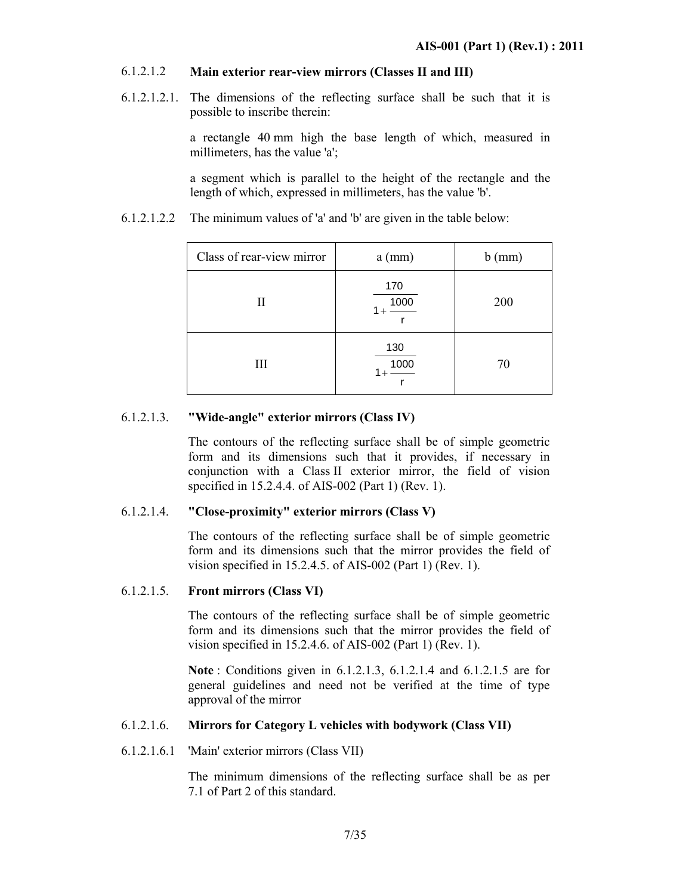6.1.2.1.2 **Main exterior rear-view mirrors (Classes II and III)**

6.1.2.1.2.1. The dimensions of the reflecting surface shall be such that it is possible to inscribe therein:

a rectangle 40 mm high the base length of which, measured in millimeters, has the value 'a';

a segment which is parallel to the height of the rectangle and the length of which, expressed in millimeters, has the value 'b'.

6.1.2.1.2.2 The minimum values of 'a' and 'b' are given in the table below:

| Class of rear-view mirror | a (mm) | b (mm) |
|---|---|---|
| II | $\frac{170}{1+\frac{1000}{r}}$ | 200 |
| III | $\frac{130}{1+\frac{1000}{r}}$ | 70 |

6.1.2.1.3. **"Wide-angle" exterior mirrors (Class IV)**

The contours of the reflecting surface shall be of simple geometric form and its dimensions such that it provides, if necessary in conjunction with a Class II exterior mirror, the field of vision specified in 15.2.4.4. of AIS-002 (Part 1) (Rev. 1).

6.1.2.1.4. **"Close-proximity" exterior mirrors (Class V)**

The contours of the reflecting surface shall be of simple geometric form and its dimensions such that the mirror provides the field of vision specified in 15.2.4.5. of AIS-002 (Part 1) (Rev. 1).

6.1.2.1.5. **Front mirrors (Class VI)**

The contours of the reflecting surface shall be of simple geometric form and its dimensions such that the mirror provides the field of vision specified in 15.2.4.6. of AIS-002 (Part 1) (Rev. 1).

**Note** : Conditions given in 6.1.2.1.3, 6.1.2.1.4 and 6.1.2.1.5 are for general guidelines and need not be verified at the time of type approval of the mirror

6.1.2.1.6. **Mirrors for Category L vehicles with bodywork (Class VII)**

6.1.2.1.6.1 'Main' exterior mirrors (Class VII)

The minimum dimensions of the reflecting surface shall be as per 7.1 of Part 2 of this standard.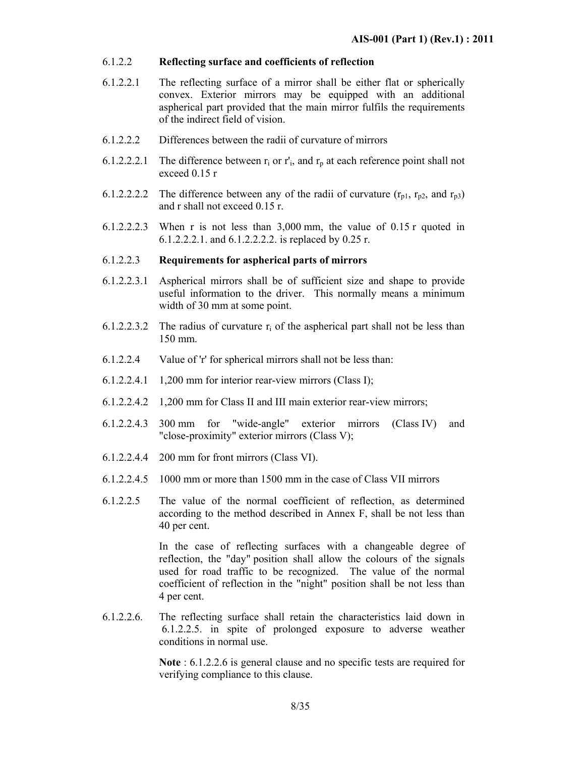6.1.2.2 **Reflecting surface and coefficients of reflection**

6.1.2.2.1 The reflecting surface of a mirror shall be either flat or spherically convex. Exterior mirrors may be equipped with an additional aspherical part provided that the main mirror fulfils the requirements of the indirect field of vision.

6.1.2.2.2 Differences between the radii of curvature of mirrors

6.1.2.2.2.1 The difference between $r_i$ or $r'_i$, and $r_p$ at each reference point shall not exceed 0.15 r

6.1.2.2.2.2 The difference between any of the radii of curvature ($r_{p1}$, $r_{p2}$, and $r_{p3}$) and r shall not exceed 0.15 r.

6.1.2.2.2.3 When r is not less than 3,000 mm, the value of 0.15 r quoted in 6.1.2.2.2.1. and 6.1.2.2.2.2. is replaced by 0.25 r.

6.1.2.2.3 **Requirements for aspherical parts of mirrors**

6.1.2.2.3.1 Aspherical mirrors shall be of sufficient size and shape to provide useful information to the driver. This normally means a minimum width of 30 mm at some point.

6.1.2.2.3.2 The radius of curvature $r_i$ of the aspherical part shall not be less than 150 mm.

6.1.2.2.4 Value of 'r' for spherical mirrors shall not be less than:

6.1.2.2.4.1 1,200 mm for interior rear-view mirrors (Class I);

6.1.2.2.4.2 1,200 mm for Class II and III main exterior rear-view mirrors;

6.1.2.2.4.3 300 mm for "wide-angle" exterior mirrors (Class IV) and "close-proximity" exterior mirrors (Class V);

6.1.2.2.4.4 200 mm for front mirrors (Class VI).

6.1.2.2.4.5 1000 mm or more than 1500 mm in the case of Class VII mirrors

6.1.2.2.5 The value of the normal coefficient of reflection, as determined according to the method described in Annex F, shall be not less than 40 per cent.

In the case of reflecting surfaces with a changeable degree of reflection, the "day" position shall allow the colours of the signals used for road traffic to be recognized. The value of the normal coefficient of reflection in the "night" position shall be not less than 4 per cent.

6.1.2.2.6. The reflecting surface shall retain the characteristics laid down in 6.1.2.2.5. in spite of prolonged exposure to adverse weather conditions in normal use.

**Note** : 6.1.2.2.6 is general clause and no specific tests are required for verifying compliance to this clause.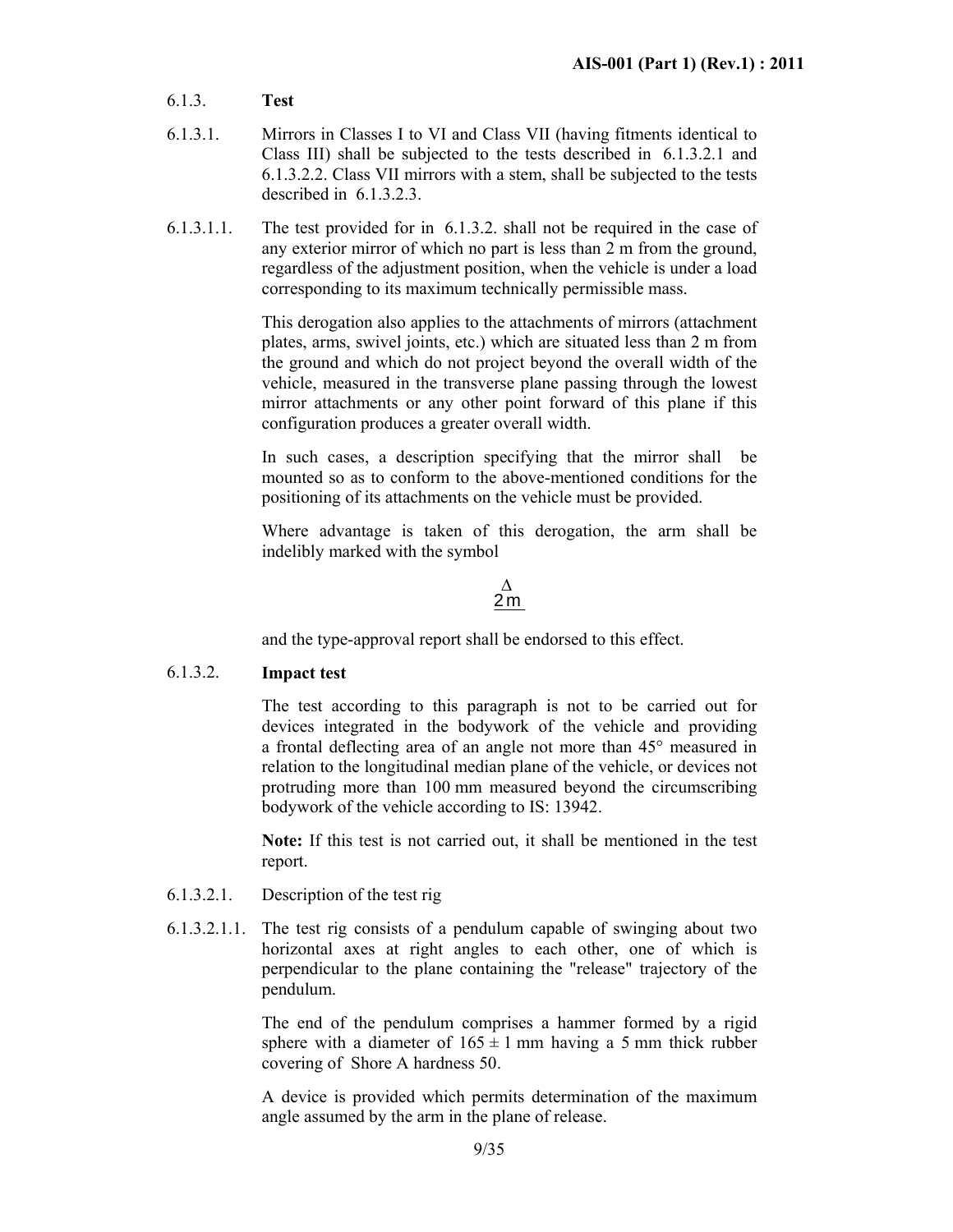6.1.3. **Test**

6.1.3.1. Mirrors in Classes I to VI and Class VII (having fitments identical to Class III) shall be subjected to the tests described in 6.1.3.2.1 and 6.1.3.2.2. Class VII mirrors with a stem, shall be subjected to the tests described in 6.1.3.2.3.

6.1.3.1.1. The test provided for in 6.1.3.2. shall not be required in the case of any exterior mirror of which no part is less than 2 m from the ground, regardless of the adjustment position, when the vehicle is under a load corresponding to its maximum technically permissible mass.

This derogation also applies to the attachments of mirrors (attachment plates, arms, swivel joints, etc.) which are situated less than 2 m from the ground and which do not project beyond the overall width of the vehicle, measured in the transverse plane passing through the lowest mirror attachments or any other point forward of this plane if this configuration produces a greater overall width.

In such cases, a description specifying that the mirror shall be mounted so as to conform to the above-mentioned conditions for the positioning of its attachments on the vehicle must be provided.

Where advantage is taken of this derogation, the arm shall be indelibly marked with the symbol

$$\underline{\overset{\Delta}{2\,\text{m}}}$$

and the type-approval report shall be endorsed to this effect.

6.1.3.2. **Impact test**

The test according to this paragraph is not to be carried out for devices integrated in the bodywork of the vehicle and providing a frontal deflecting area of an angle not more than 45° measured in relation to the longitudinal median plane of the vehicle, or devices not protruding more than 100 mm measured beyond the circumscribing bodywork of the vehicle according to IS: 13942.

**Note:** If this test is not carried out, it shall be mentioned in the test report.

6.1.3.2.1. Description of the test rig

6.1.3.2.1.1. The test rig consists of a pendulum capable of swinging about two horizontal axes at right angles to each other, one of which is perpendicular to the plane containing the "release" trajectory of the pendulum.

The end of the pendulum comprises a hammer formed by a rigid sphere with a diameter of $165 \pm 1$ mm having a 5 mm thick rubber covering of Shore A hardness 50.

A device is provided which permits determination of the maximum angle assumed by the arm in the plane of release.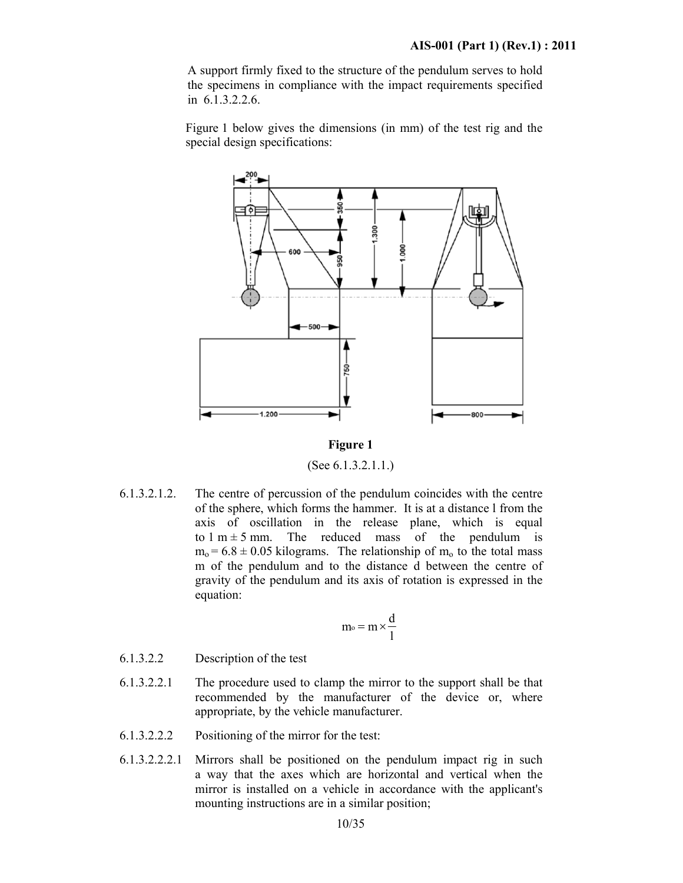A support firmly fixed to the structure of the pendulum serves to hold the specimens in compliance with the impact requirements specified in 6.1.3.2.2.6.

Figure 1 below gives the dimensions (in mm) of the test rig and the special design specifications:

**Figure 1**

(See 6.1.3.2.1.1.)

6.1.3.2.1.2. The centre of percussion of the pendulum coincides with the centre of the sphere, which forms the hammer. It is at a distance l from the axis of oscillation in the release plane, which is equal to 1 m ± 5 mm. The reduced mass of the pendulum is $m_o = 6.8 \pm 0.05$ kilograms. The relationship of $m_o$ to the total mass m of the pendulum and to the distance d between the centre of gravity of the pendulum and its axis of rotation is expressed in the equation:

$$m_o = m \times \frac{d}{l}$$

6.1.3.2.2 Description of the test

6.1.3.2.2.1 The procedure used to clamp the mirror to the support shall be that recommended by the manufacturer of the device or, where appropriate, by the vehicle manufacturer.

6.1.3.2.2.2 Positioning of the mirror for the test:

6.1.3.2.2.2.1 Mirrors shall be positioned on the pendulum impact rig in such a way that the axes which are horizontal and vertical when the mirror is installed on a vehicle in accordance with the applicant's mounting instructions are in a similar position;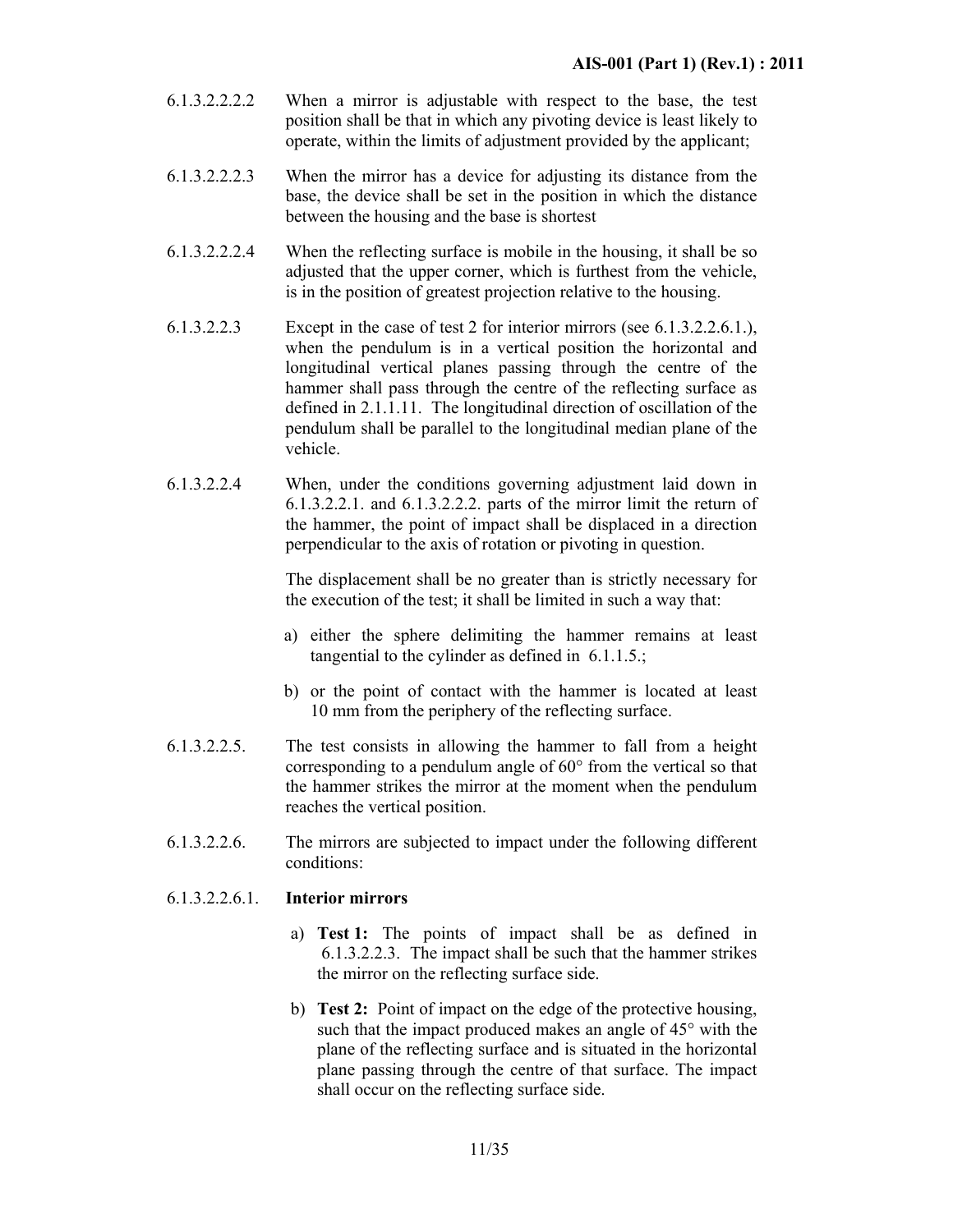6.1.3.2.2.2.2 When a mirror is adjustable with respect to the base, the test position shall be that in which any pivoting device is least likely to operate, within the limits of adjustment provided by the applicant;

6.1.3.2.2.2.3 When the mirror has a device for adjusting its distance from the base, the device shall be set in the position in which the distance between the housing and the base is shortest

6.1.3.2.2.2.4 When the reflecting surface is mobile in the housing, it shall be so adjusted that the upper corner, which is furthest from the vehicle, is in the position of greatest projection relative to the housing.

6.1.3.2.2.3 Except in the case of test 2 for interior mirrors (see 6.1.3.2.2.6.1.), when the pendulum is in a vertical position the horizontal and longitudinal vertical planes passing through the centre of the hammer shall pass through the centre of the reflecting surface as defined in 2.1.1.11. The longitudinal direction of oscillation of the pendulum shall be parallel to the longitudinal median plane of the vehicle.

6.1.3.2.2.4 When, under the conditions governing adjustment laid down in 6.1.3.2.2.1. and 6.1.3.2.2.2. parts of the mirror limit the return of the hammer, the point of impact shall be displaced in a direction perpendicular to the axis of rotation or pivoting in question.

The displacement shall be no greater than is strictly necessary for the execution of the test; it shall be limited in such a way that:

a) either the sphere delimiting the hammer remains at least tangential to the cylinder as defined in 6.1.1.5.;

b) or the point of contact with the hammer is located at least 10 mm from the periphery of the reflecting surface.

6.1.3.2.2.5. The test consists in allowing the hammer to fall from a height corresponding to a pendulum angle of 60° from the vertical so that the hammer strikes the mirror at the moment when the pendulum reaches the vertical position.

6.1.3.2.2.6. The mirrors are subjected to impact under the following different conditions:

6.1.3.2.2.6.1. **Interior mirrors**

a) **Test 1:** The points of impact shall be as defined in 6.1.3.2.2.3. The impact shall be such that the hammer strikes the mirror on the reflecting surface side.

b) **Test 2:** Point of impact on the edge of the protective housing, such that the impact produced makes an angle of 45° with the plane of the reflecting surface and is situated in the horizontal plane passing through the centre of that surface. The impact shall occur on the reflecting surface side.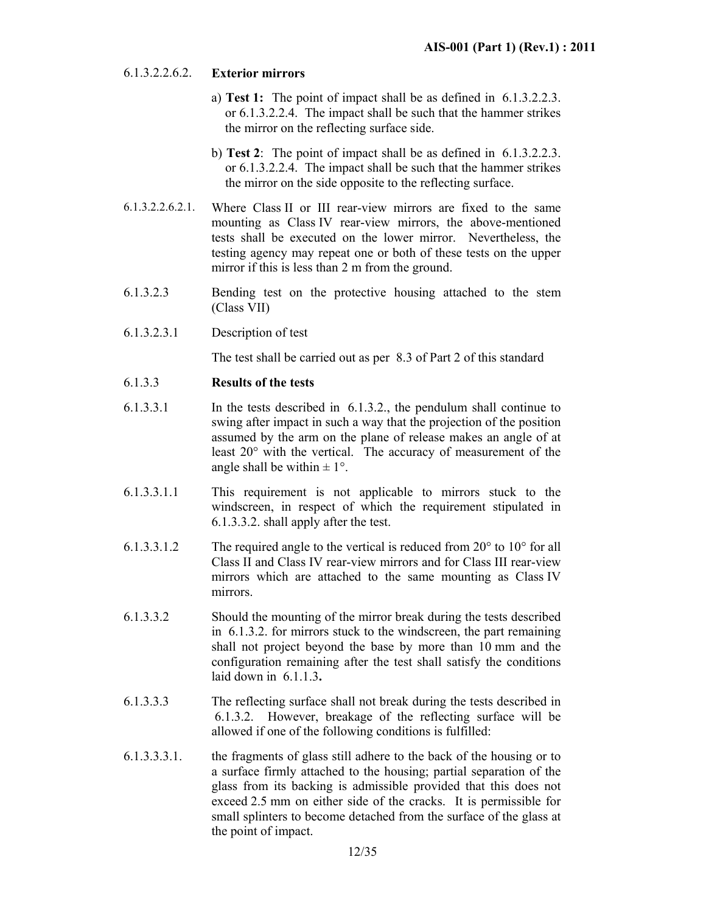6.1.3.2.2.6.2. **Exterior mirrors**

a) **Test 1:** The point of impact shall be as defined in 6.1.3.2.2.3. or 6.1.3.2.2.4. The impact shall be such that the hammer strikes the mirror on the reflecting surface side.

b) **Test 2**: The point of impact shall be as defined in 6.1.3.2.2.3. or 6.1.3.2.2.4. The impact shall be such that the hammer strikes the mirror on the side opposite to the reflecting surface.

6.1.3.2.2.6.2.1. Where Class II or III rear-view mirrors are fixed to the same mounting as Class IV rear-view mirrors, the above-mentioned tests shall be executed on the lower mirror. Nevertheless, the testing agency may repeat one or both of these tests on the upper mirror if this is less than 2 m from the ground.

6.1.3.2.3 Bending test on the protective housing attached to the stem (Class VII)

6.1.3.2.3.1 Description of test

The test shall be carried out as per 8.3 of Part 2 of this standard

6.1.3.3 **Results of the tests**

6.1.3.3.1 In the tests described in 6.1.3.2., the pendulum shall continue to swing after impact in such a way that the projection of the position assumed by the arm on the plane of release makes an angle of at least 20° with the vertical. The accuracy of measurement of the angle shall be within ± 1°.

6.1.3.3.1.1 This requirement is not applicable to mirrors stuck to the windscreen, in respect of which the requirement stipulated in 6.1.3.3.2. shall apply after the test.

6.1.3.3.1.2 The required angle to the vertical is reduced from 20° to 10° for all Class II and Class IV rear-view mirrors and for Class III rear-view mirrors which are attached to the same mounting as Class IV mirrors.

6.1.3.3.2 Should the mounting of the mirror break during the tests described in 6.1.3.2. for mirrors stuck to the windscreen, the part remaining shall not project beyond the base by more than 10 mm and the configuration remaining after the test shall satisfy the conditions laid down in 6.1.1.3**.**

6.1.3.3.3 The reflecting surface shall not break during the tests described in 6.1.3.2. However, breakage of the reflecting surface will be allowed if one of the following conditions is fulfilled:

6.1.3.3.3.1. the fragments of glass still adhere to the back of the housing or to a surface firmly attached to the housing; partial separation of the glass from its backing is admissible provided that this does not exceed 2.5 mm on either side of the cracks. It is permissible for small splinters to become detached from the surface of the glass at the point of impact.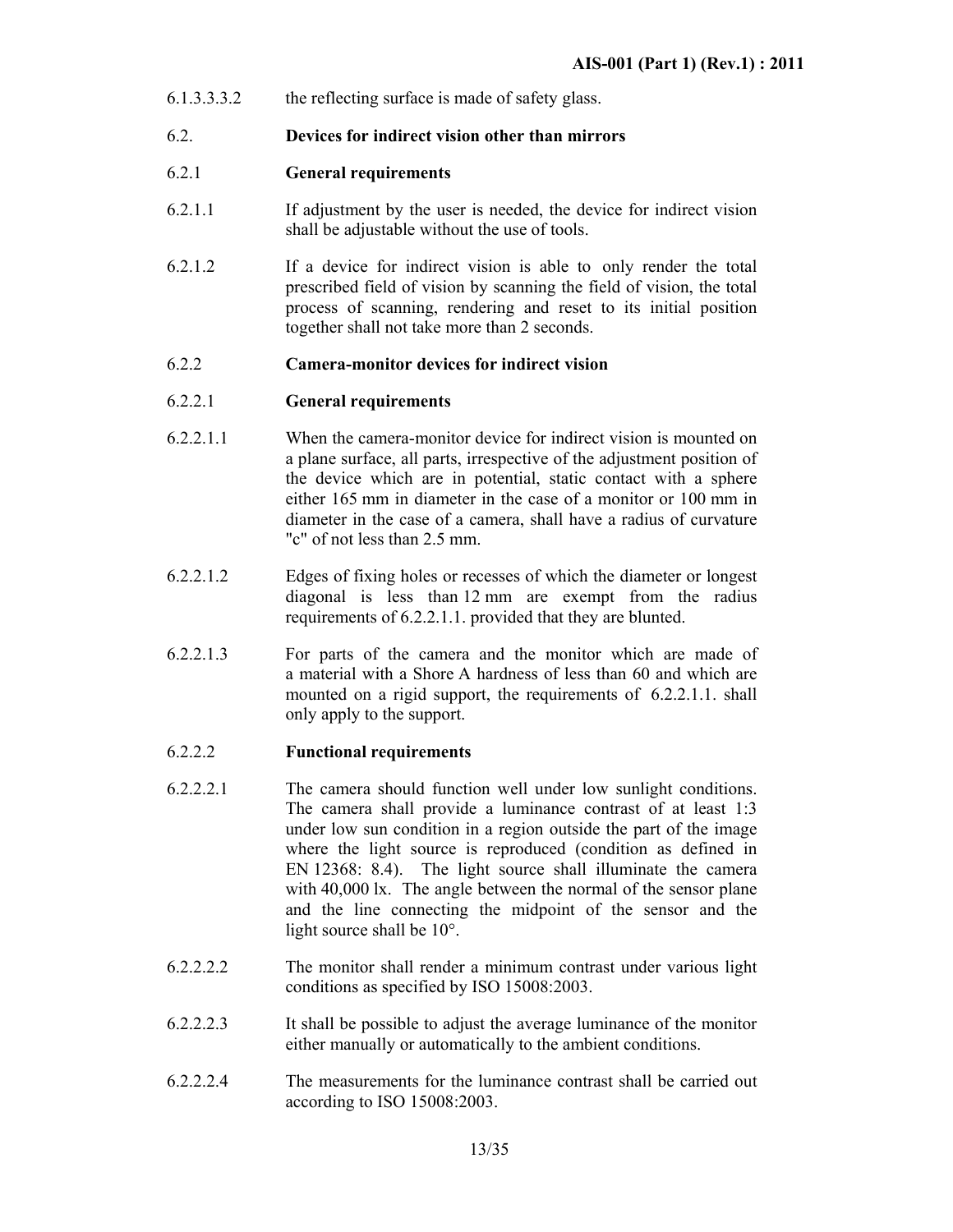6.1.3.3.3.2 the reflecting surface is made of safety glass.

6.2. **Devices for indirect vision other than mirrors**

6.2.1 **General requirements**

6.2.1.1 If adjustment by the user is needed, the device for indirect vision shall be adjustable without the use of tools.

6.2.1.2 If a device for indirect vision is able to only render the total prescribed field of vision by scanning the field of vision, the total process of scanning, rendering and reset to its initial position together shall not take more than 2 seconds.

6.2.2 **Camera-monitor devices for indirect vision**

6.2.2.1 **General requirements**

6.2.2.1.1 When the camera-monitor device for indirect vision is mounted on a plane surface, all parts, irrespective of the adjustment position of the device which are in potential, static contact with a sphere either 165 mm in diameter in the case of a monitor or 100 mm in diameter in the case of a camera, shall have a radius of curvature "c" of not less than 2.5 mm.

6.2.2.1.2 Edges of fixing holes or recesses of which the diameter or longest diagonal is less than 12 mm are exempt from the radius requirements of 6.2.2.1.1. provided that they are blunted.

6.2.2.1.3 For parts of the camera and the monitor which are made of a material with a Shore A hardness of less than 60 and which are mounted on a rigid support, the requirements of 6.2.2.1.1. shall only apply to the support.

6.2.2.2 **Functional requirements**

6.2.2.2.1 The camera should function well under low sunlight conditions. The camera shall provide a luminance contrast of at least 1:3 under low sun condition in a region outside the part of the image where the light source is reproduced (condition as defined in EN 12368: 8.4). The light source shall illuminate the camera with 40,000 lx. The angle between the normal of the sensor plane and the line connecting the midpoint of the sensor and the light source shall be 10°.

6.2.2.2.2 The monitor shall render a minimum contrast under various light conditions as specified by ISO 15008:2003.

6.2.2.2.3 It shall be possible to adjust the average luminance of the monitor either manually or automatically to the ambient conditions.

6.2.2.2.4 The measurements for the luminance contrast shall be carried out according to ISO 15008:2003.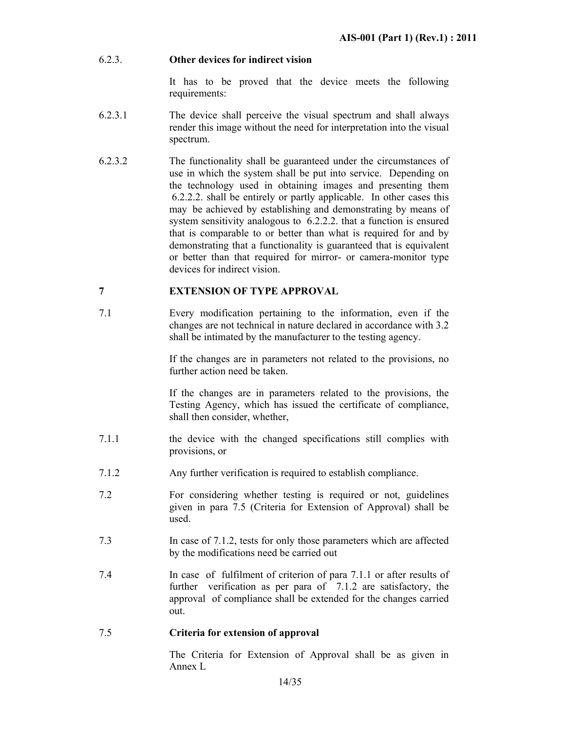6.2.3. **Other devices for indirect vision**

It has to be proved that the device meets the following requirements:

6.2.3.1 The device shall perceive the visual spectrum and shall always render this image without the need for interpretation into the visual spectrum.

6.2.3.2 The functionality shall be guaranteed under the circumstances of use in which the system shall be put into service. Depending on the technology used in obtaining images and presenting them 6.2.2.2. shall be entirely or partly applicable. In other cases this may be achieved by establishing and demonstrating by means of system sensitivity analogous to 6.2.2.2. that a function is ensured that is comparable to or better than what is required for and by demonstrating that a functionality is guaranteed that is equivalent or better than that required for mirror- or camera-monitor type devices for indirect vision.

## 7 EXTENSION OF TYPE APPROVAL

7.1 Every modification pertaining to the information, even if the changes are not technical in nature declared in accordance with 3.2 shall be intimated by the manufacturer to the testing agency.

If the changes are in parameters not related to the provisions, no further action need be taken.

If the changes are in parameters related to the provisions, the Testing Agency, which has issued the certificate of compliance, shall then consider, whether,

7.1.1 the device with the changed specifications still complies with provisions, or

7.1.2 Any further verification is required to establish compliance.

7.2 For considering whether testing is required or not, guidelines given in para 7.5 (Criteria for Extension of Approval) shall be used.

7.3 In case of 7.1.2, tests for only those parameters which are affected by the modifications need be carried out

7.4 In case of fulfilment of criterion of para 7.1.1 or after results of further verification as per para of 7.1.2 are satisfactory, the approval of compliance shall be extended for the changes carried out.

7.5 **Criteria for extension of approval**

The Criteria for Extension of Approval shall be as given in Annex L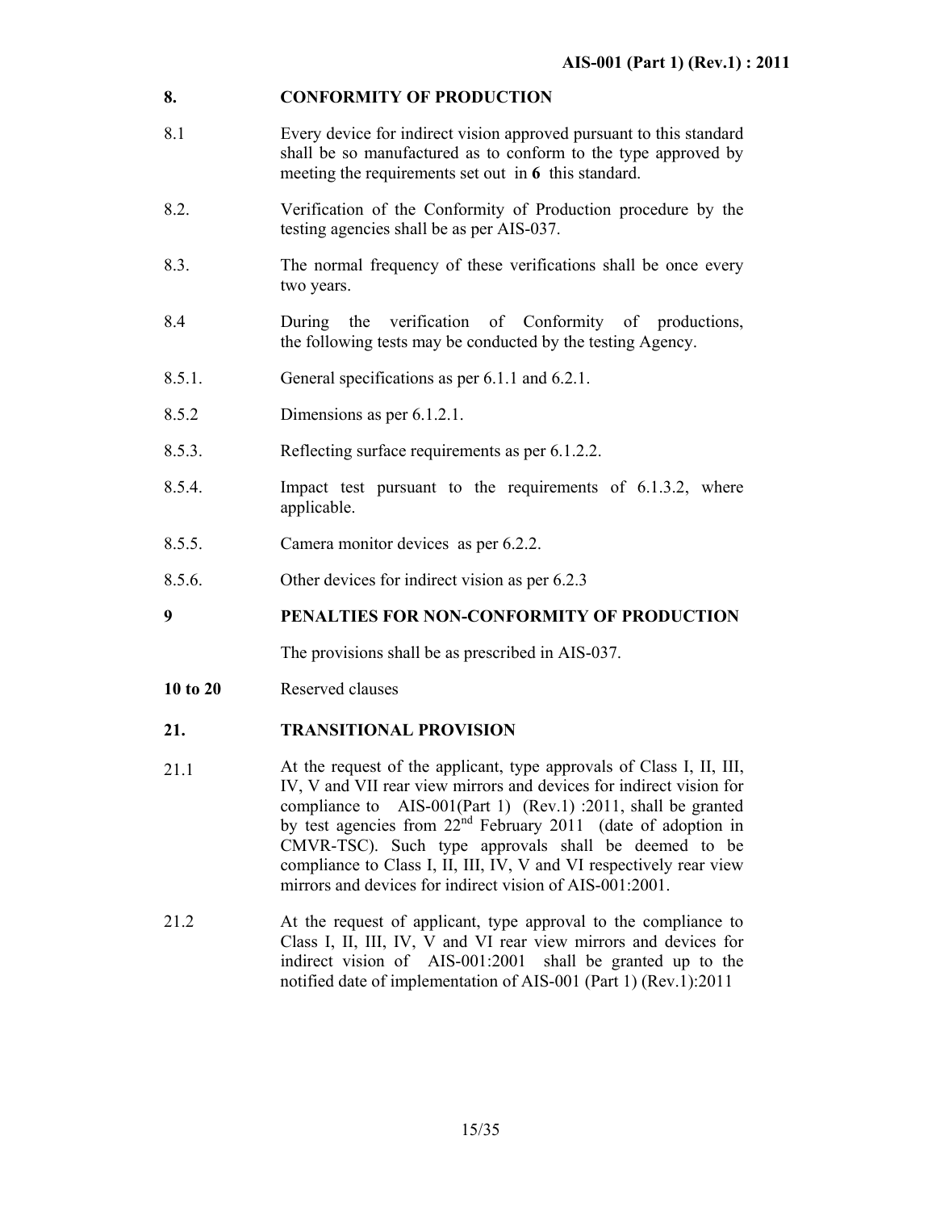## 8. CONFORMITY OF PRODUCTION

8.1 Every device for indirect vision approved pursuant to this standard shall be so manufactured as to conform to the type approved by meeting the requirements set out in **6** this standard.

8.2. Verification of the Conformity of Production procedure by the testing agencies shall be as per AIS-037.

8.3. The normal frequency of these verifications shall be once every two years.

8.4 During the verification of Conformity of productions, the following tests may be conducted by the testing Agency.

8.5.1. General specifications as per 6.1.1 and 6.2.1.

8.5.2 Dimensions as per 6.1.2.1.

8.5.3. Reflecting surface requirements as per 6.1.2.2.

8.5.4. Impact test pursuant to the requirements of 6.1.3.2, where applicable.

8.5.5. Camera monitor devices as per 6.2.2.

8.5.6. Other devices for indirect vision as per 6.2.3

## 9 PENALTIES FOR NON-CONFORMITY OF PRODUCTION

The provisions shall be as prescribed in AIS-037.

**10 to 20** Reserved clauses

## 21. TRANSITIONAL PROVISION

21.1 At the request of the applicant, type approvals of Class I, II, III, IV, V and VII rear view mirrors and devices for indirect vision for compliance to AIS-001(Part 1) (Rev.1) :2011, shall be granted by test agencies from 22nd February 2011 (date of adoption in CMVR-TSC). Such type approvals shall be deemed to be compliance to Class I, II, III, IV, V and VI respectively rear view mirrors and devices for indirect vision of AIS-001:2001.

21.2 At the request of applicant, type approval to the compliance to Class I, II, III, IV, V and VI rear view mirrors and devices for indirect vision of AIS-001:2001 shall be granted up to the notified date of implementation of AIS-001 (Part 1) (Rev.1):2011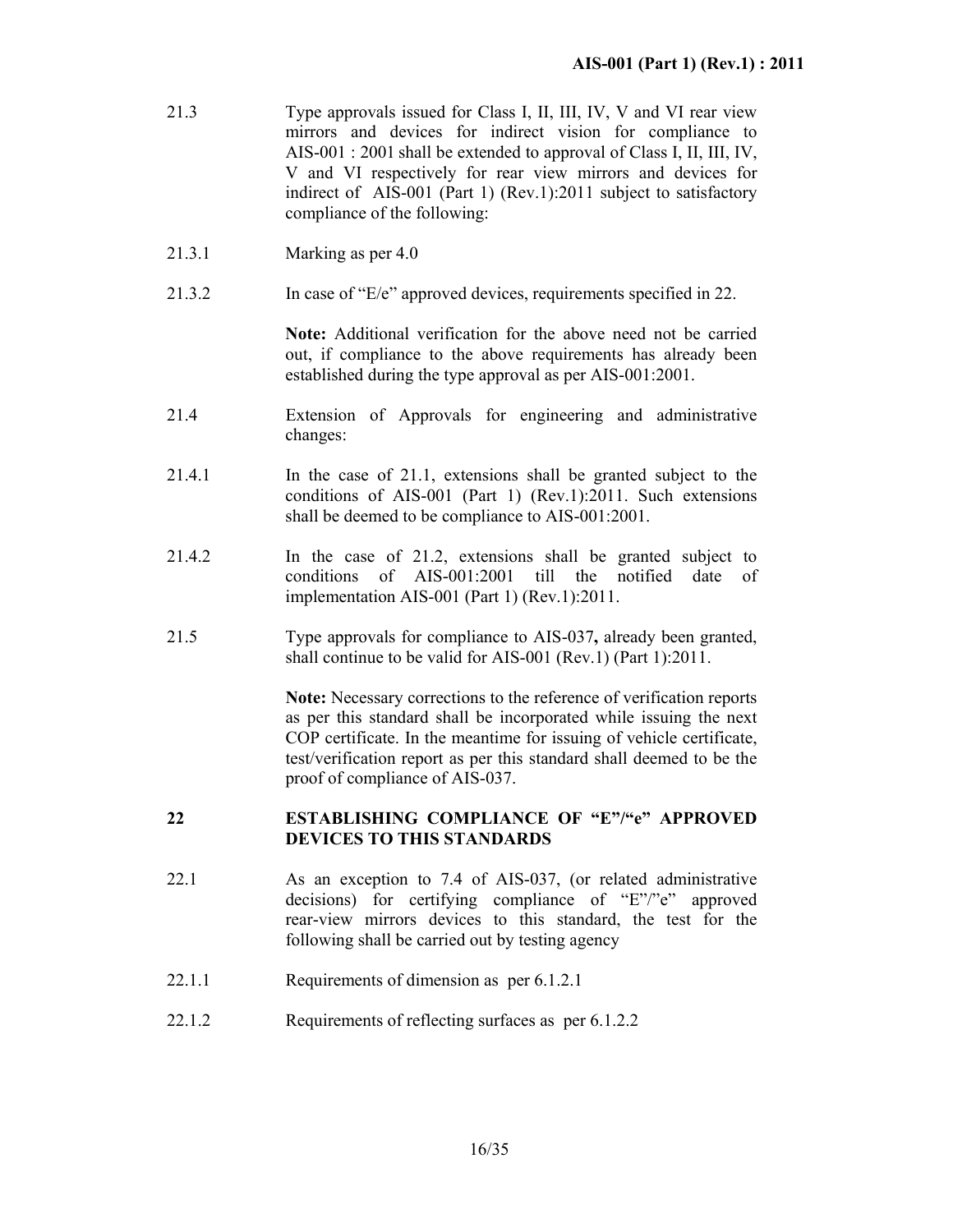21.3 Type approvals issued for Class I, II, III, IV, V and VI rear view mirrors and devices for indirect vision for compliance to AIS-001 : 2001 shall be extended to approval of Class I, II, III, IV, V and VI respectively for rear view mirrors and devices for indirect of AIS-001 (Part 1) (Rev.1):2011 subject to satisfactory compliance of the following:

21.3.1 Marking as per 4.0

21.3.2 In case of "E/e" approved devices, requirements specified in 22.

**Note:** Additional verification for the above need not be carried out, if compliance to the above requirements has already been established during the type approval as per AIS-001:2001.

21.4 Extension of Approvals for engineering and administrative changes:

21.4.1 In the case of 21.1, extensions shall be granted subject to the conditions of AIS-001 (Part 1) (Rev.1):2011. Such extensions shall be deemed to be compliance to AIS-001:2001.

21.4.2 In the case of 21.2, extensions shall be granted subject to conditions of AIS-001:2001 till the notified date of implementation AIS-001 (Part 1) (Rev.1):2011.

21.5 Type approvals for compliance to AIS-037**,** already been granted, shall continue to be valid for AIS-001 (Rev.1) (Part 1):2011.

**Note:** Necessary corrections to the reference of verification reports as per this standard shall be incorporated while issuing the next COP certificate. In the meantime for issuing of vehicle certificate, test/verification report as per this standard shall deemed to be the proof of compliance of AIS-037.

## 22 ESTABLISHING COMPLIANCE OF "E"/"e" APPROVED DEVICES TO THIS STANDARDS

22.1 As an exception to 7.4 of AIS-037, (or related administrative decisions) for certifying compliance of "E"/"e" approved rear-view mirrors devices to this standard, the test for the following shall be carried out by testing agency

22.1.1 Requirements of dimension as per 6.1.2.1

22.1.2 Requirements of reflecting surfaces as per 6.1.2.2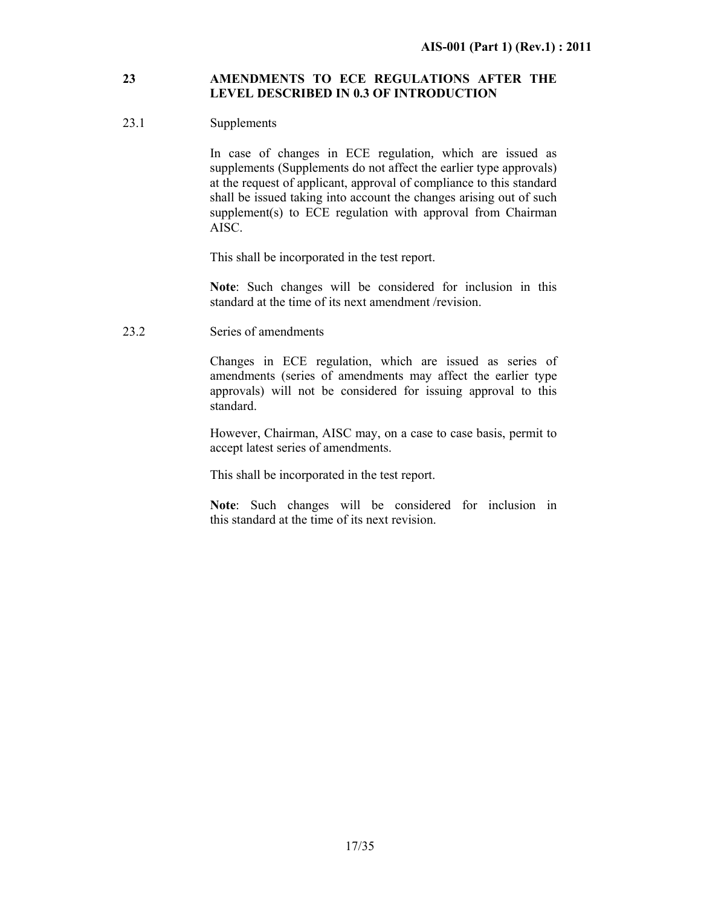## 23 AMENDMENTS TO ECE REGULATIONS AFTER THE LEVEL DESCRIBED IN 0.3 OF INTRODUCTION

### 23.1 Supplements

In case of changes in ECE regulation, which are issued as supplements (Supplements do not affect the earlier type approvals) at the request of applicant, approval of compliance to this standard shall be issued taking into account the changes arising out of such supplement(s) to ECE regulation with approval from Chairman AISC.

This shall be incorporated in the test report.

**Note**: Such changes will be considered for inclusion in this standard at the time of its next amendment /revision.

### 23.2 Series of amendments

Changes in ECE regulation, which are issued as series of amendments (series of amendments may affect the earlier type approvals) will not be considered for issuing approval to this standard.

However, Chairman, AISC may, on a case to case basis, permit to accept latest series of amendments.

This shall be incorporated in the test report.

**Note**: Such changes will be considered for inclusion in this standard at the time of its next revision.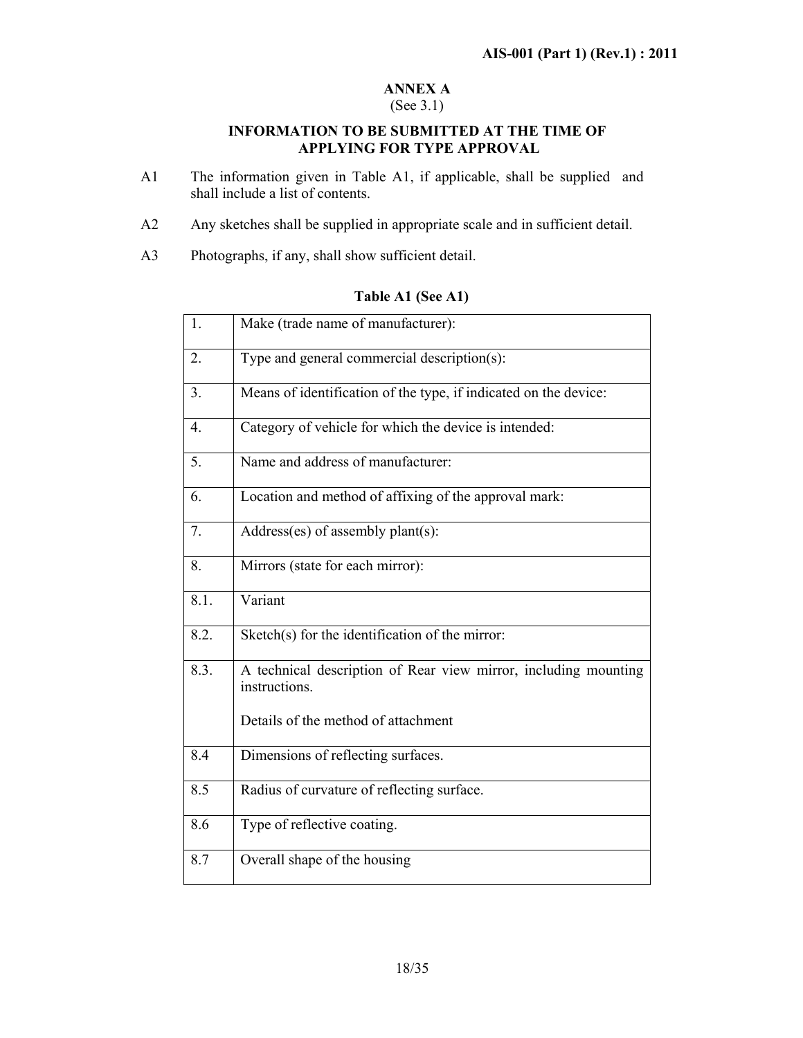## ANNEX A

(See 3.1)

### INFORMATION TO BE SUBMITTED AT THE TIME OF APPLYING FOR TYPE APPROVAL

A1 The information given in Table A1, if applicable, shall be supplied and shall include a list of contents.

A2 Any sketches shall be supplied in appropriate scale and in sufficient detail.

A3 Photographs, if any, shall show sufficient detail.

**Table A1 (See A1)**

| | |
|---|---|
| 1. | Make (trade name of manufacturer): |
| 2. | Type and general commercial description(s): |
| 3. | Means of identification of the type, if indicated on the device: |
| 4. | Category of vehicle for which the device is intended: |
| 5. | Name and address of manufacturer: |
| 6. | Location and method of affixing of the approval mark: |
| 7. | Address(es) of assembly plant(s): |
| 8. | Mirrors (state for each mirror): |
| 8.1. | Variant |
| 8.2. | Sketch(s) for the identification of the mirror: |
| 8.3. | A technical description of Rear view mirror, including mounting instructions.<br><br>Details of the method of attachment |
| 8.4 | Dimensions of reflecting surfaces. |
| 8.5 | Radius of curvature of reflecting surface. |
| 8.6 | Type of reflective coating. |
| 8.7 | Overall shape of the housing |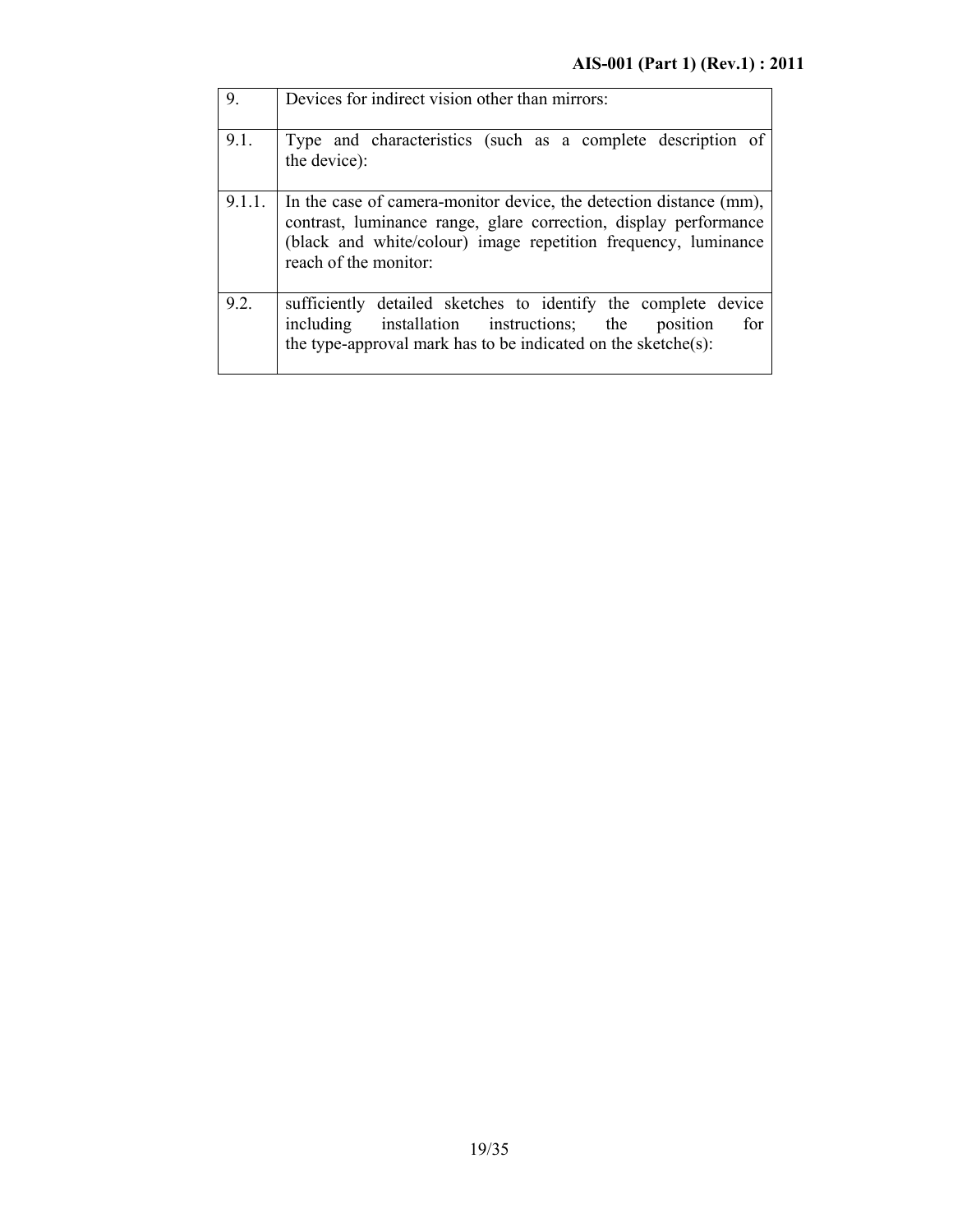| | |
|---|---|
| 9. | Devices for indirect vision other than mirrors: |
| 9.1. | Type and characteristics (such as a complete description of the device): |
| 9.1.1. | In the case of camera-monitor device, the detection distance (mm), contrast, luminance range, glare correction, display performance (black and white/colour) image repetition frequency, luminance reach of the monitor: |
| 9.2. | sufficiently detailed sketches to identify the complete device including installation instructions; the position for the type-approval mark has to be indicated on the sketche(s): |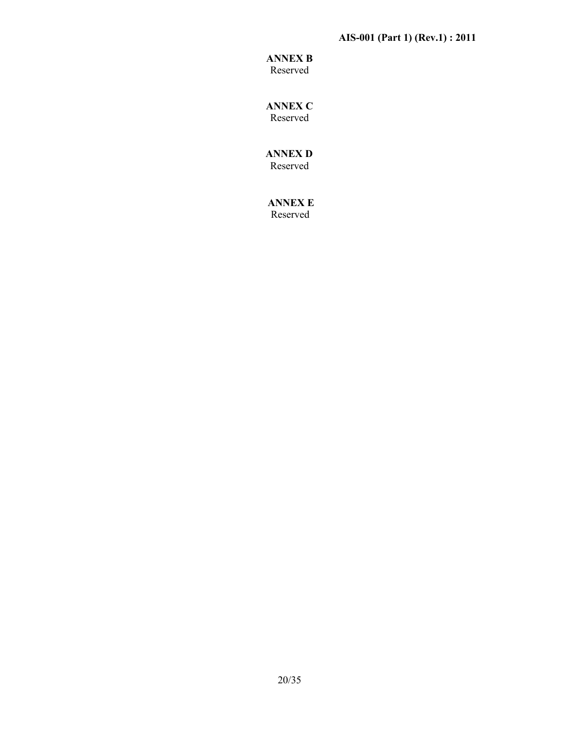## ANNEX B

Reserved

## ANNEX C

Reserved

## ANNEX D

Reserved

## ANNEX E

Reserved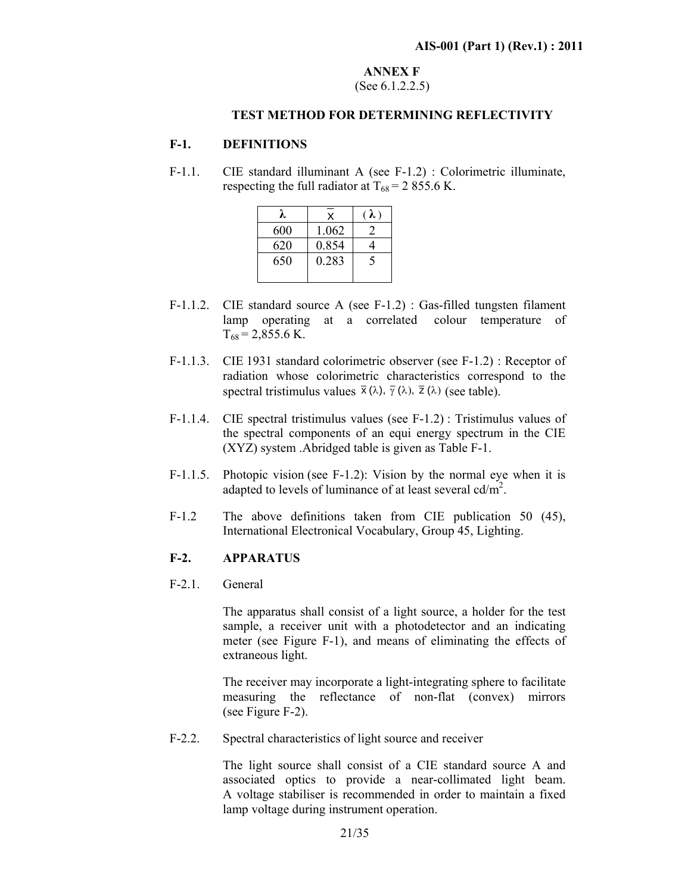## ANNEX F

(See 6.1.2.2.5)

### TEST METHOD FOR DETERMINING REFLECTIVITY

**F-1. DEFINITIONS**

F-1.1. CIE standard illuminant A (see F-1.2) : Colorimetric illuminate, respecting the full radiator at $T_{68}$ = 2 855.6 K.

| λ | $\bar{x}$ | (λ) |
|---|---|---|
| 600 | 1.062 | 2 |
| 620 | 0.854 | 4 |
| 650 | 0.283 | 5 |
| | | |

F-1.1.2. CIE standard source A (see F-1.2) : Gas-filled tungsten filament lamp operating at a correlated colour temperature of $T_{68}$ = 2,855.6 K.

F-1.1.3. CIE 1931 standard colorimetric observer (see F-1.2) : Receptor of radiation whose colorimetric characteristics correspond to the spectral tristimulus values $\bar{x}(\lambda)$, $\bar{y}(\lambda)$, $\bar{z}(\lambda)$ (see table).

F-1.1.4. CIE spectral tristimulus values (see F-1.2) : Tristimulus values of the spectral components of an equi energy spectrum in the CIE (XYZ) system .Abridged table is given as Table F-1.

F-1.1.5. Photopic vision (see F-1.2): Vision by the normal eye when it is adapted to levels of luminance of at least several cd/$m^2$.

F-1.2 The above definitions taken from CIE publication 50 (45), International Electronical Vocabulary, Group 45, Lighting.

**F-2. APPARATUS**

F-2.1. General

The apparatus shall consist of a light source, a holder for the test sample, a receiver unit with a photodetector and an indicating meter (see Figure F-1), and means of eliminating the effects of extraneous light.

The receiver may incorporate a light-integrating sphere to facilitate measuring the reflectance of non-flat (convex) mirrors (see Figure F-2).

F-2.2. Spectral characteristics of light source and receiver

The light source shall consist of a CIE standard source A and associated optics to provide a near-collimated light beam. A voltage stabiliser is recommended in order to maintain a fixed lamp voltage during instrument operation.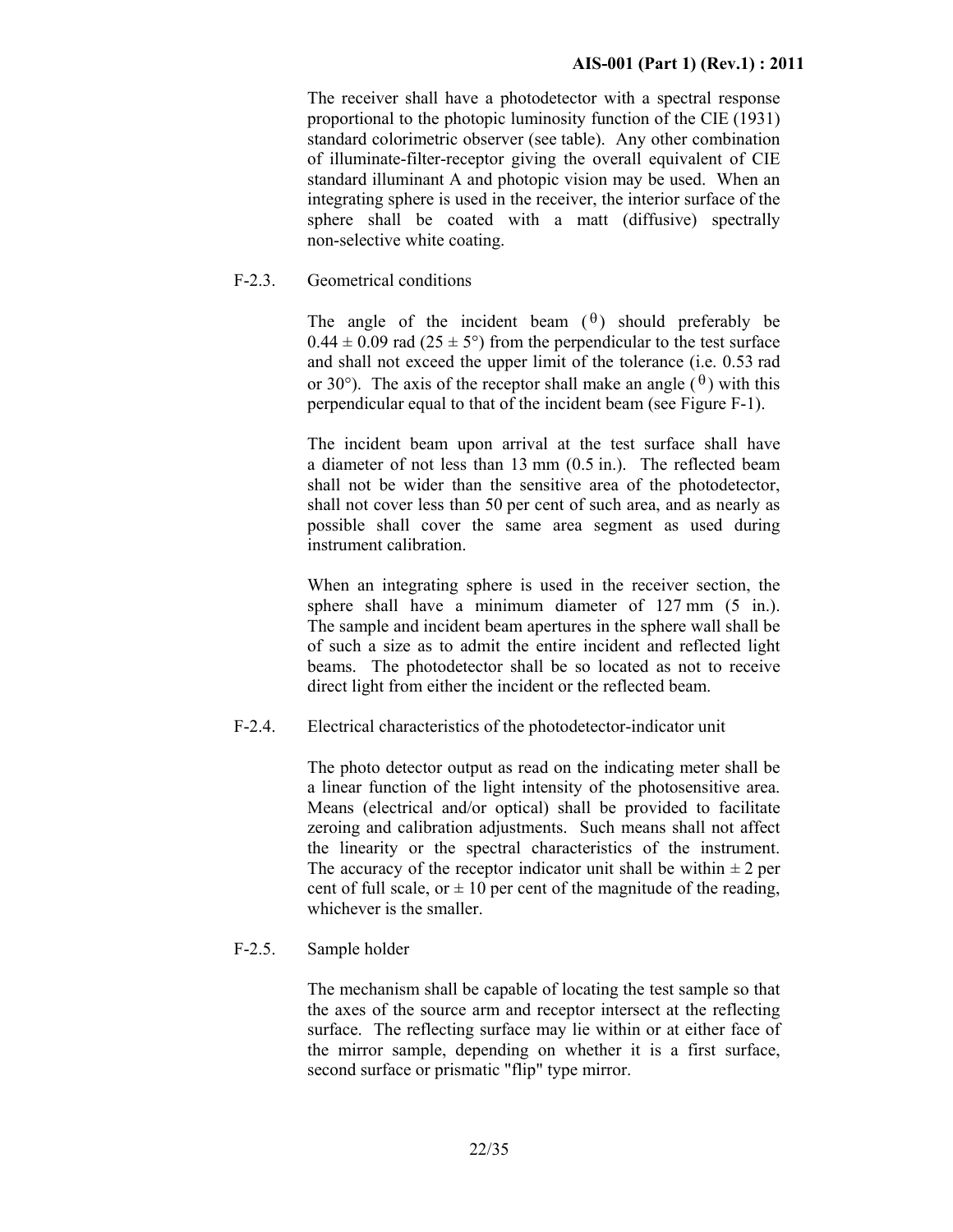The receiver shall have a photodetector with a spectral response proportional to the photopic luminosity function of the CIE (1931) standard colorimetric observer (see table). Any other combination of illuminate-filter-receptor giving the overall equivalent of CIE standard illuminant A and photopic vision may be used. When an integrating sphere is used in the receiver, the interior surface of the sphere shall be coated with a matt (diffusive) spectrally non-selective white coating.

F-2.3. Geometrical conditions

The angle of the incident beam ($\theta$) should preferably be $0.44 \pm 0.09$ rad ($25 \pm 5°$) from the perpendicular to the test surface and shall not exceed the upper limit of the tolerance (i.e. 0.53 rad or 30°). The axis of the receptor shall make an angle ($\theta$) with this perpendicular equal to that of the incident beam (see Figure F-1).

The incident beam upon arrival at the test surface shall have a diameter of not less than 13 mm (0.5 in.). The reflected beam shall not be wider than the sensitive area of the photodetector, shall not cover less than 50 per cent of such area, and as nearly as possible shall cover the same area segment as used during instrument calibration.

When an integrating sphere is used in the receiver section, the sphere shall have a minimum diameter of 127 mm (5 in.). The sample and incident beam apertures in the sphere wall shall be of such a size as to admit the entire incident and reflected light beams. The photodetector shall be so located as not to receive direct light from either the incident or the reflected beam.

F-2.4. Electrical characteristics of the photodetector-indicator unit

The photo detector output as read on the indicating meter shall be a linear function of the light intensity of the photosensitive area. Means (electrical and/or optical) shall be provided to facilitate zeroing and calibration adjustments. Such means shall not affect the linearity or the spectral characteristics of the instrument. The accuracy of the receptor indicator unit shall be within $\pm$ 2 per cent of full scale, or $\pm$ 10 per cent of the magnitude of the reading, whichever is the smaller.

F-2.5. Sample holder

The mechanism shall be capable of locating the test sample so that the axes of the source arm and receptor intersect at the reflecting surface. The reflecting surface may lie within or at either face of the mirror sample, depending on whether it is a first surface, second surface or prismatic "flip" type mirror.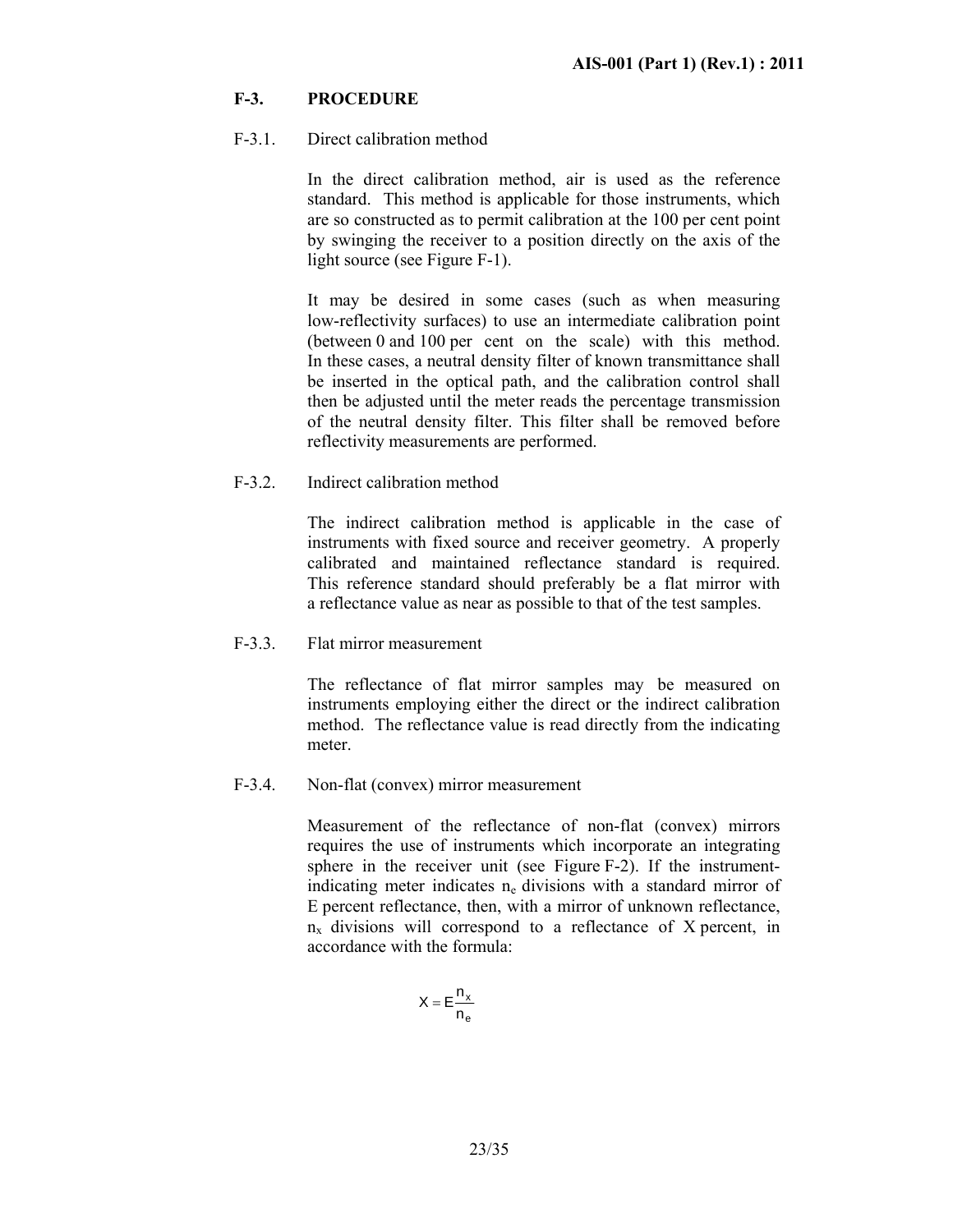## F-3. PROCEDURE

### F-3.1. Direct calibration method

In the direct calibration method, air is used as the reference standard. This method is applicable for those instruments, which are so constructed as to permit calibration at the 100 per cent point by swinging the receiver to a position directly on the axis of the light source (see Figure F-1).

It may be desired in some cases (such as when measuring low-reflectivity surfaces) to use an intermediate calibration point (between 0 and 100 per cent on the scale) with this method. In these cases, a neutral density filter of known transmittance shall be inserted in the optical path, and the calibration control shall then be adjusted until the meter reads the percentage transmission of the neutral density filter. This filter shall be removed before reflectivity measurements are performed.

### F-3.2. Indirect calibration method

The indirect calibration method is applicable in the case of instruments with fixed source and receiver geometry. A properly calibrated and maintained reflectance standard is required. This reference standard should preferably be a flat mirror with a reflectance value as near as possible to that of the test samples.

### F-3.3. Flat mirror measurement

The reflectance of flat mirror samples may be measured on instruments employing either the direct or the indirect calibration method. The reflectance value is read directly from the indicating meter.

### F-3.4. Non-flat (convex) mirror measurement

Measurement of the reflectance of non-flat (convex) mirrors requires the use of instruments which incorporate an integrating sphere in the receiver unit (see Figure F-2). If the instrument-indicating meter indicates $n_e$ divisions with a standard mirror of E percent reflectance, then, with a mirror of unknown reflectance, $n_x$ divisions will correspond to a reflectance of X percent, in accordance with the formula:

$$X = E \frac{n_x}{n_e}$$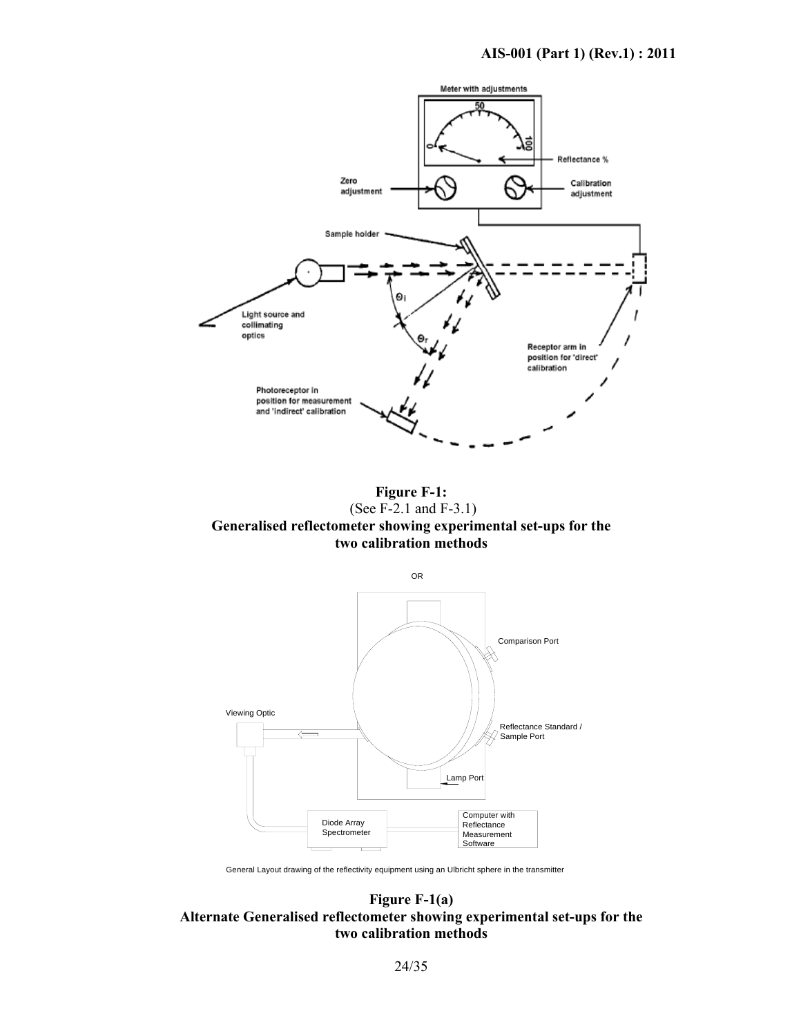**Figure F-1:**
(See F-2.1 and F-3.1)
**Generalised reflectometer showing experimental set-ups for the two calibration methods**

OR

General Layout drawing of the reflectivity equipment using an Ulbricht sphere in the transmitter

**Figure F-1(a)**
**Alternate Generalised reflectometer showing experimental set-ups for the two calibration methods**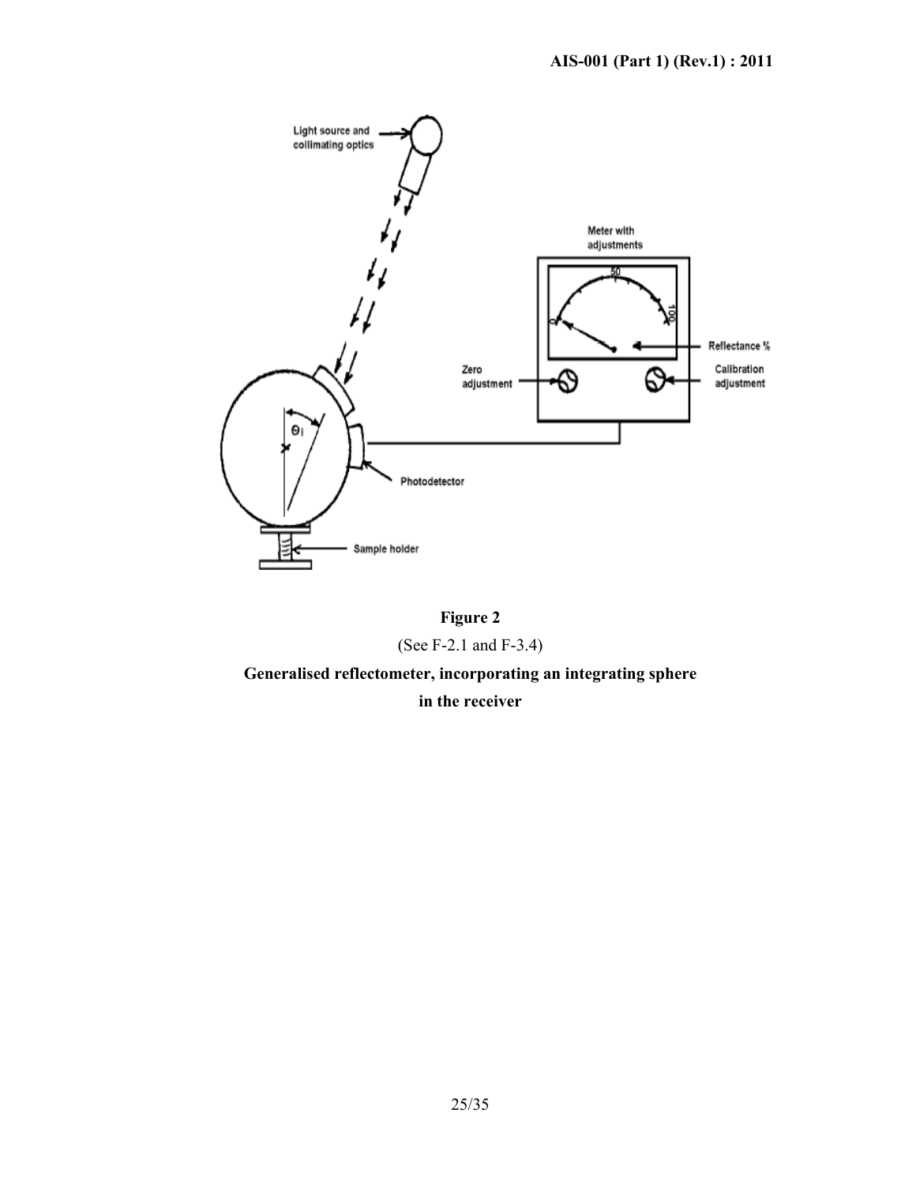**Figure 2**

(See F-2.1 and F-3.4)

**Generalised reflectometer, incorporating an integrating sphere in the receiver**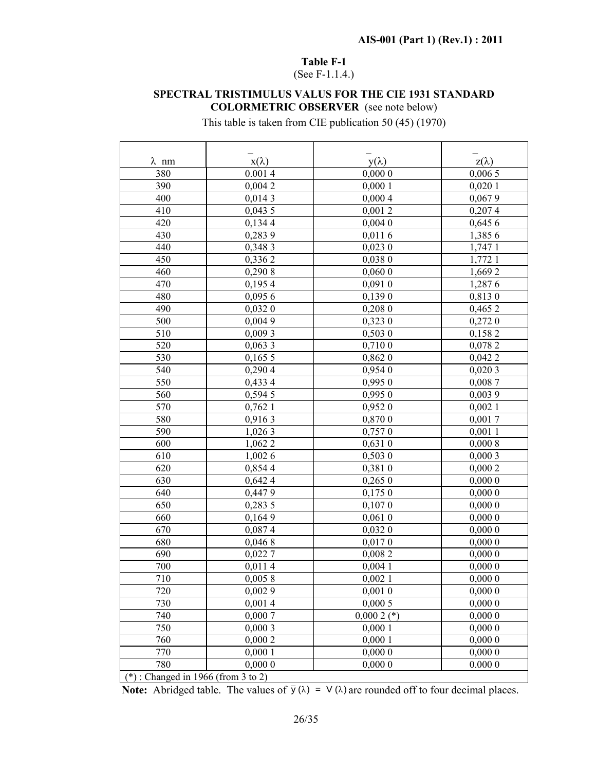**Table F-1**
(See F-1.1.4.)

**SPECTRAL TRISTIMULUS VALUS FOR THE CIE 1931 STANDARD COLORMETRIC OBSERVER** (see note below)

This table is taken from CIE publication 50 (45) (1970)

| λ nm | $\bar{x}(\lambda)$ | $\bar{y}(\lambda)$ | $\bar{z}(\lambda)$ |
|---|---|---|---|
| 380 | 0.001 4 | 0,000 0 | 0,006 5 |
| 390 | 0,004 2 | 0,000 1 | 0,020 1 |
| 400 | 0,014 3 | 0,000 4 | 0,067 9 |
| 410 | 0,043 5 | 0,001 2 | 0,207 4 |
| 420 | 0,134 4 | 0,004 0 | 0,645 6 |
| 430 | 0,283 9 | 0,011 6 | 1,385 6 |
| 440 | 0,348 3 | 0,023 0 | 1,747 1 |
| 450 | 0,336 2 | 0,038 0 | 1,772 1 |
| 460 | 0,290 8 | 0,060 0 | 1,669 2 |
| 470 | 0,195 4 | 0,091 0 | 1,287 6 |
| 480 | 0,095 6 | 0,139 0 | 0,813 0 |
| 490 | 0,032 0 | 0,208 0 | 0,465 2 |
| 500 | 0,004 9 | 0,323 0 | 0,272 0 |
| 510 | 0,009 3 | 0,503 0 | 0,158 2 |
| 520 | 0,063 3 | 0,710 0 | 0,078 2 |
| 530 | 0,165 5 | 0,862 0 | 0,042 2 |
| 540 | 0,290 4 | 0,954 0 | 0,020 3 |
| 550 | 0,433 4 | 0,995 0 | 0,008 7 |
| 560 | 0,594 5 | 0,995 0 | 0,003 9 |
| 570 | 0,762 1 | 0,952 0 | 0,002 1 |
| 580 | 0,916 3 | 0,870 0 | 0,001 7 |
| 590 | 1,026 3 | 0,757 0 | 0,001 1 |
| 600 | 1,062 2 | 0,631 0 | 0,000 8 |
| 610 | 1,002 6 | 0,503 0 | 0,000 3 |
| 620 | 0,854 4 | 0,381 0 | 0,000 2 |
| 630 | 0,642 4 | 0,265 0 | 0,000 0 |
| 640 | 0,447 9 | 0,175 0 | 0,000 0 |
| 650 | 0,283 5 | 0,107 0 | 0,000 0 |
| 660 | 0,164 9 | 0,061 0 | 0,000 0 |
| 670 | 0,087 4 | 0,032 0 | 0,000 0 |
| 680 | 0,046 8 | 0,017 0 | 0,000 0 |
| 690 | 0,022 7 | 0,008 2 | 0,000 0 |
| 700 | 0,011 4 | 0,004 1 | 0,000 0 |
| 710 | 0,005 8 | 0,002 1 | 0,000 0 |
| 720 | 0,002 9 | 0,001 0 | 0,000 0 |
| 730 | 0,001 4 | 0,000 5 | 0,000 0 |
| 740 | 0,000 7 | 0,000 2 (*) | 0,000 0 |
| 750 | 0,000 3 | 0,000 1 | 0,000 0 |
| 760 | 0,000 2 | 0,000 1 | 0,000 0 |
| 770 | 0,000 1 | 0,000 0 | 0,000 0 |
| 780 | 0,000 0 | 0,000 0 | 0.000 0 |

(*) : Changed in 1966 (from 3 to 2)

**Note:** Abridged table. The values of $\bar{y}(\lambda) = V(\lambda)$ are rounded off to four decimal places.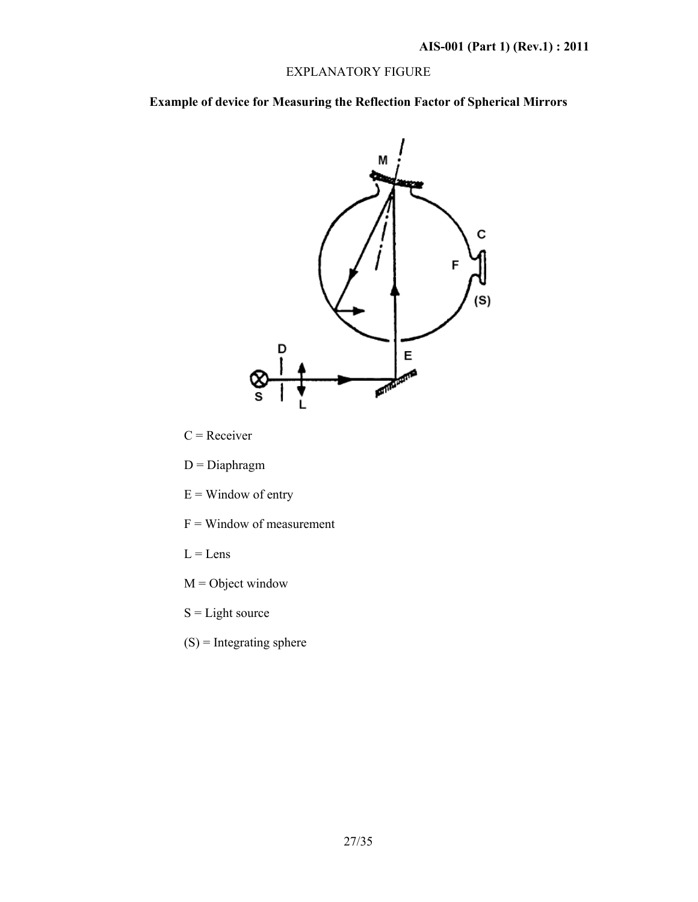EXPLANATORY FIGURE

**Example of device for Measuring the Reflection Factor of Spherical Mirrors**

C = Receiver

D = Diaphragm

E = Window of entry

F = Window of measurement

L = Lens

M = Object window

S = Light source

(S) = Integrating sphere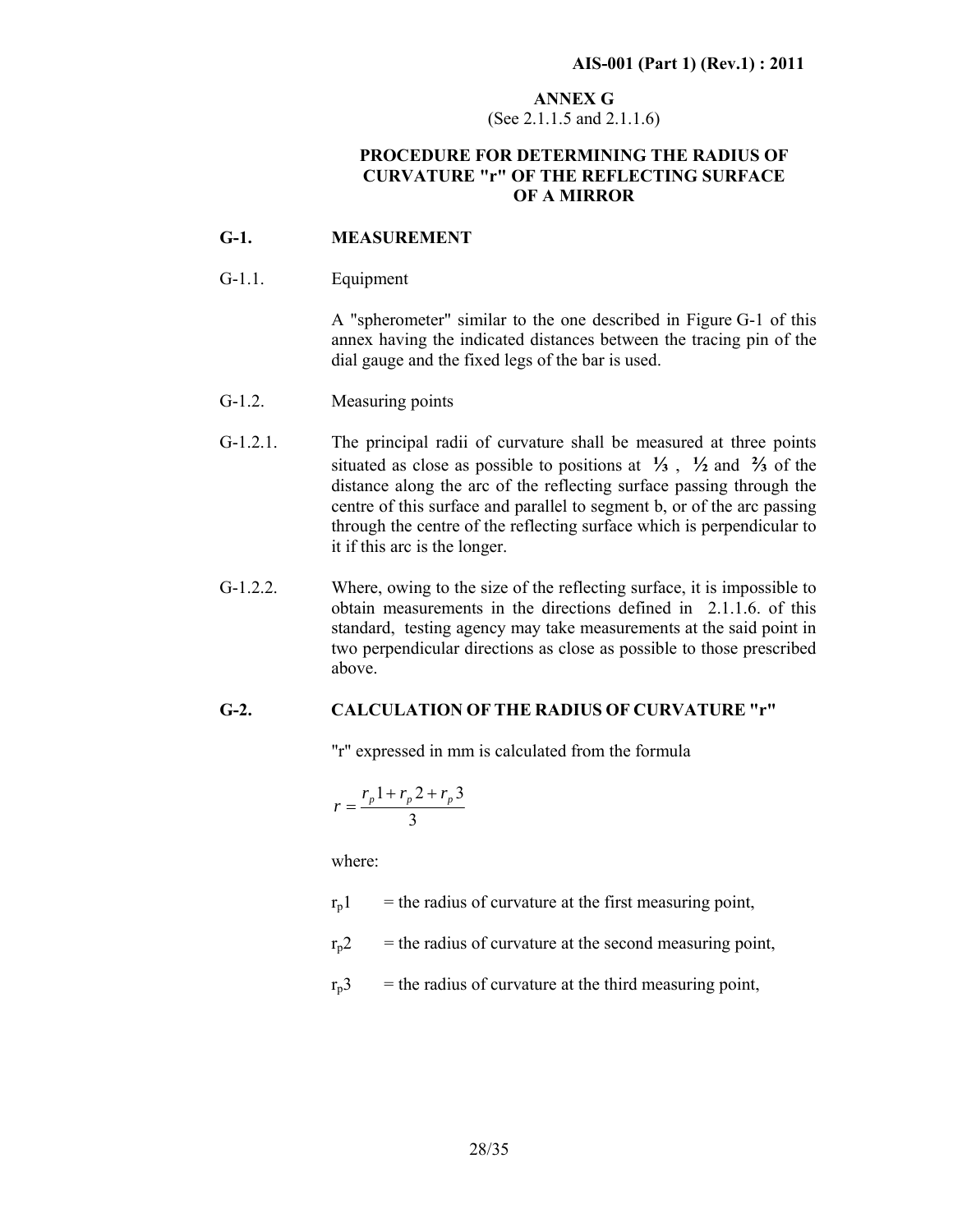# ANNEX G

(See 2.1.1.5 and 2.1.1.6)

## PROCEDURE FOR DETERMINING THE RADIUS OF CURVATURE "r" OF THE REFLECTING SURFACE OF A MIRROR

### G-1. MEASUREMENT

G-1.1. Equipment

A "spherometer" similar to the one described in Figure G-1 of this annex having the indicated distances between the tracing pin of the dial gauge and the fixed legs of the bar is used.

G-1.2. Measuring points

G-1.2.1. The principal radii of curvature shall be measured at three points situated as close as possible to positions at **⅓** , **½** and **⅔** of the distance along the arc of the reflecting surface passing through the centre of this surface and parallel to segment b, or of the arc passing through the centre of the reflecting surface which is perpendicular to it if this arc is the longer.

G-1.2.2. Where, owing to the size of the reflecting surface, it is impossible to obtain measurements in the directions defined in 2.1.1.6. of this standard, testing agency may take measurements at the said point in two perpendicular directions as close as possible to those prescribed above.

### G-2. CALCULATION OF THE RADIUS OF CURVATURE "r"

"r" expressed in mm is calculated from the formula

$$r = \frac{r_p1 + r_p2 + r_p3}{3}$$

where:

$r_p1$ = the radius of curvature at the first measuring point,

$r_p2$ = the radius of curvature at the second measuring point,

$r_p3$ = the radius of curvature at the third measuring point,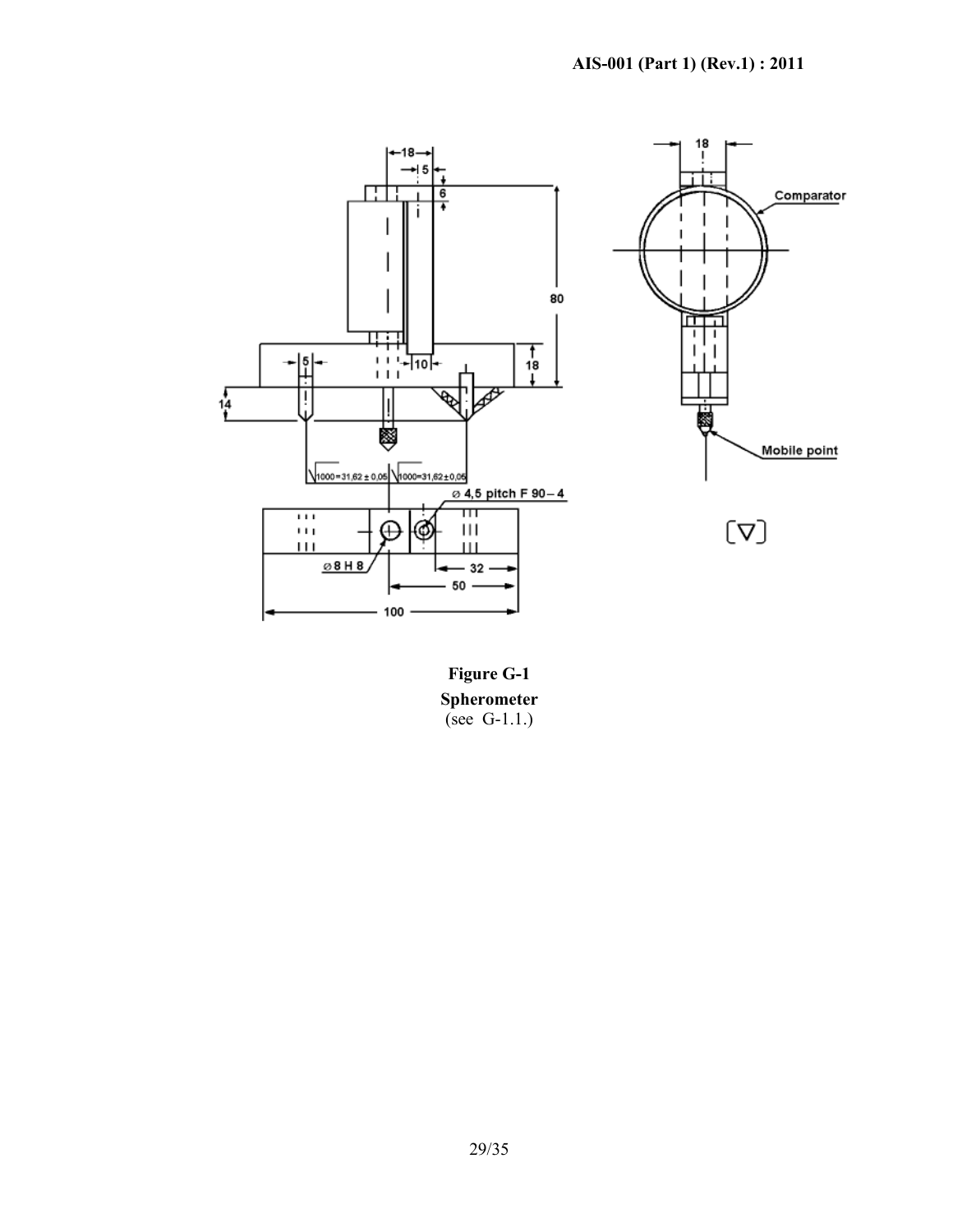**Figure G-1**

**Spherometer**

(see G-1.1.)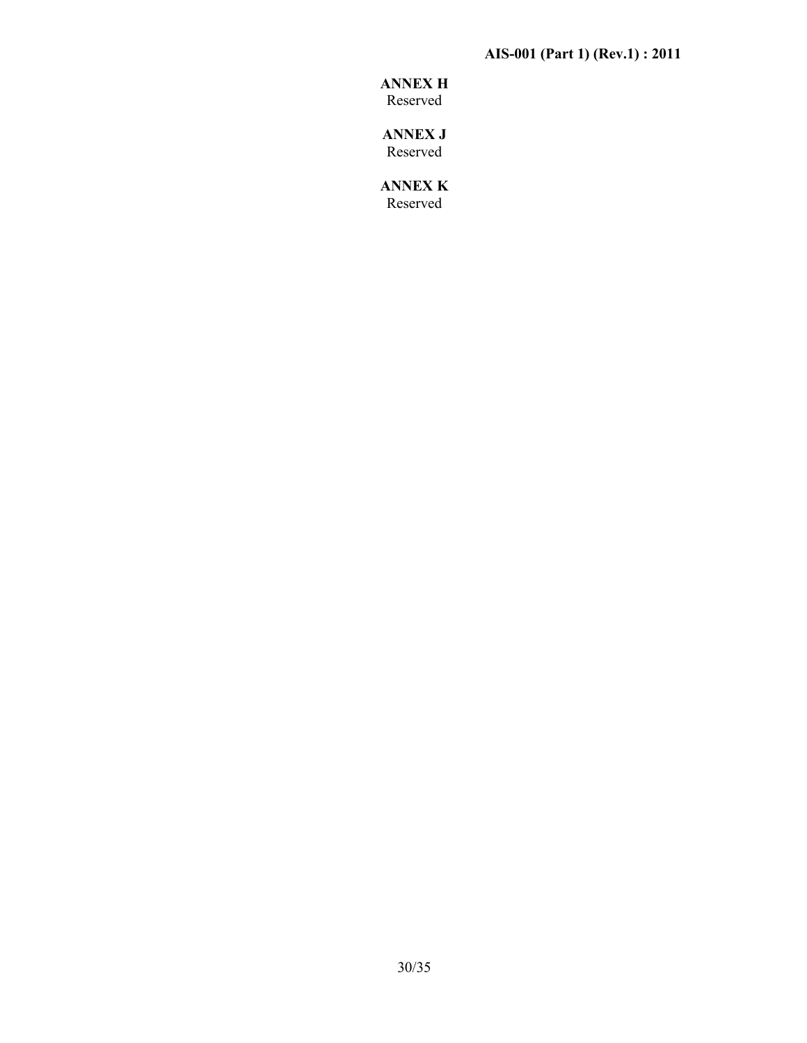## ANNEX H

Reserved

## ANNEX J

Reserved

## ANNEX K

Reserved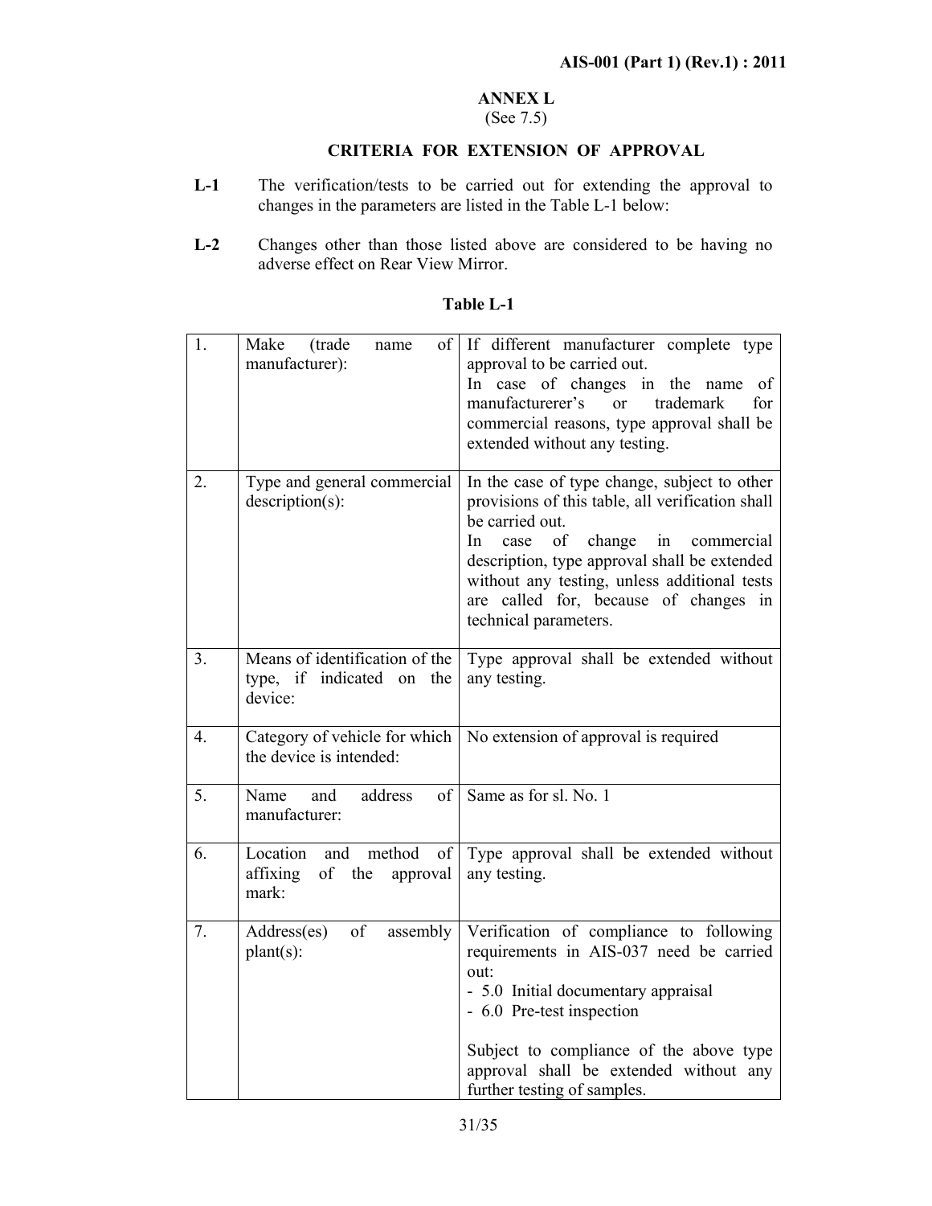## ANNEX L

(See 7.5)

### CRITERIA FOR EXTENSION OF APPROVAL

**L-1** The verification/tests to be carried out for extending the approval to changes in the parameters are listed in the Table L-1 below:

**L-2** Changes other than those listed above are considered to be having no adverse effect on Rear View Mirror.

**Table L-1**

| | | |
|---|---|---|
| 1. | Make (trade name of manufacturer): | If different manufacturer complete type approval to be carried out.<br>In case of changes in the name of manufacturerer's or trademark for commercial reasons, type approval shall be extended without any testing. |
| 2. | Type and general commercial description(s): | In the case of type change, subject to other provisions of this table, all verification shall be carried out.<br>In case of change in commercial description, type approval shall be extended without any testing, unless additional tests are called for, because of changes in technical parameters. |
| 3. | Means of identification of the type, if indicated on the device: | Type approval shall be extended without any testing. |
| 4. | Category of vehicle for which the device is intended: | No extension of approval is required |
| 5. | Name and address of manufacturer: | Same as for sl. No. 1 |
| 6. | Location and method of affixing of the approval mark: | Type approval shall be extended without any testing. |
| 7. | Address(es) of assembly plant(s): | Verification of compliance to following requirements in AIS-037 need be carried out:<br>- 5.0 Initial documentary appraisal<br>- 6.0 Pre-test inspection<br><br>Subject to compliance of the above type approval shall be extended without any further testing of samples. |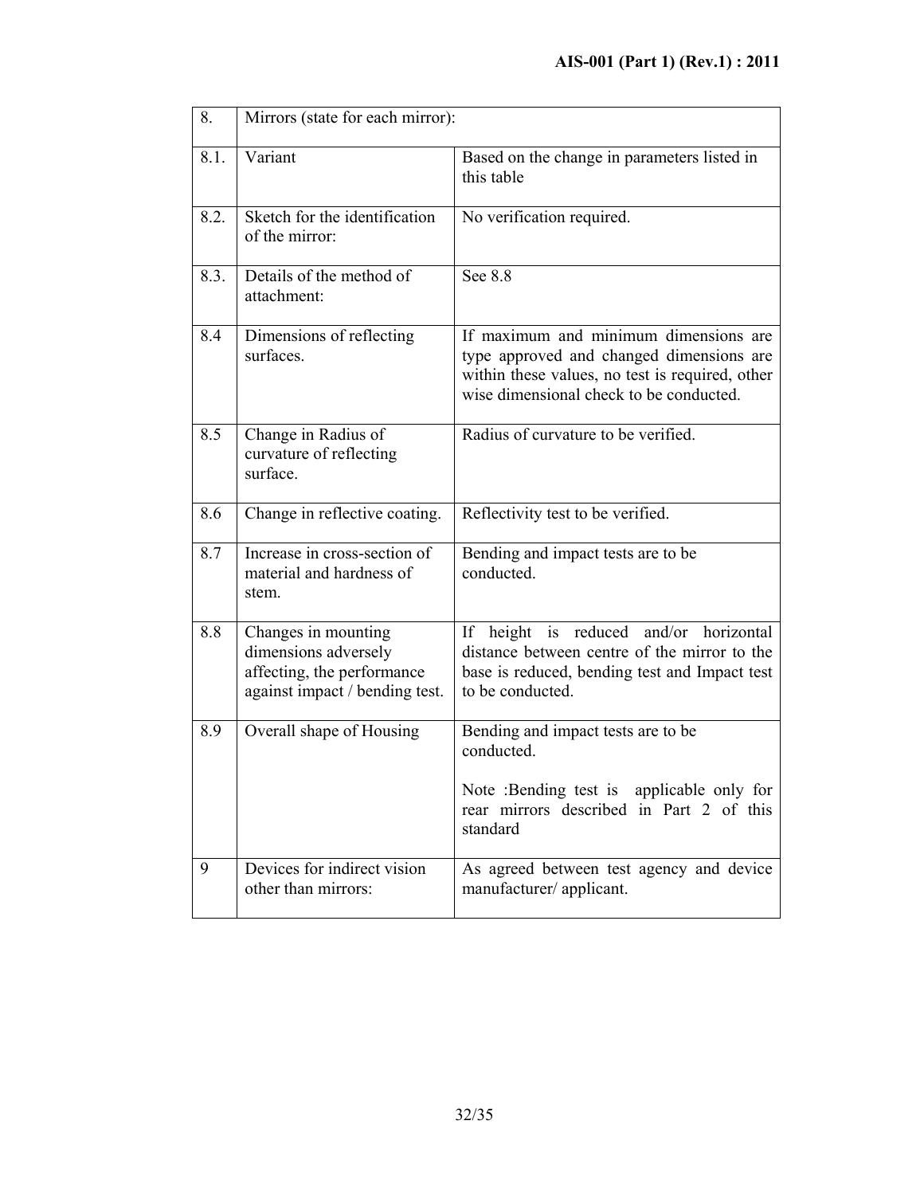| 8. | Mirrors (state for each mirror): | |
|---|---|---|
| 8.1. | Variant | Based on the change in parameters listed in this table |
| 8.2. | Sketch for the identification of the mirror: | No verification required. |
| 8.3. | Details of the method of attachment: | See 8.8 |
| 8.4 | Dimensions of reflecting surfaces. | If maximum and minimum dimensions are type approved and changed dimensions are within these values, no test is required, other wise dimensional check to be conducted. |
| 8.5 | Change in Radius of curvature of reflecting surface. | Radius of curvature to be verified. |
| 8.6 | Change in reflective coating. | Reflectivity test to be verified. |
| 8.7 | Increase in cross-section of material and hardness of stem. | Bending and impact tests are to be conducted. |
| 8.8 | Changes in mounting dimensions adversely affecting, the performance against impact / bending test. | If height is reduced and/or horizontal distance between centre of the mirror to the base is reduced, bending test and Impact test to be conducted. |
| 8.9 | Overall shape of Housing | Bending and impact tests are to be conducted.<br><br>Note :Bending test is applicable only for rear mirrors described in Part 2 of this standard |
| 9 | Devices for indirect vision other than mirrors: | As agreed between test agency and device manufacturer/ applicant. |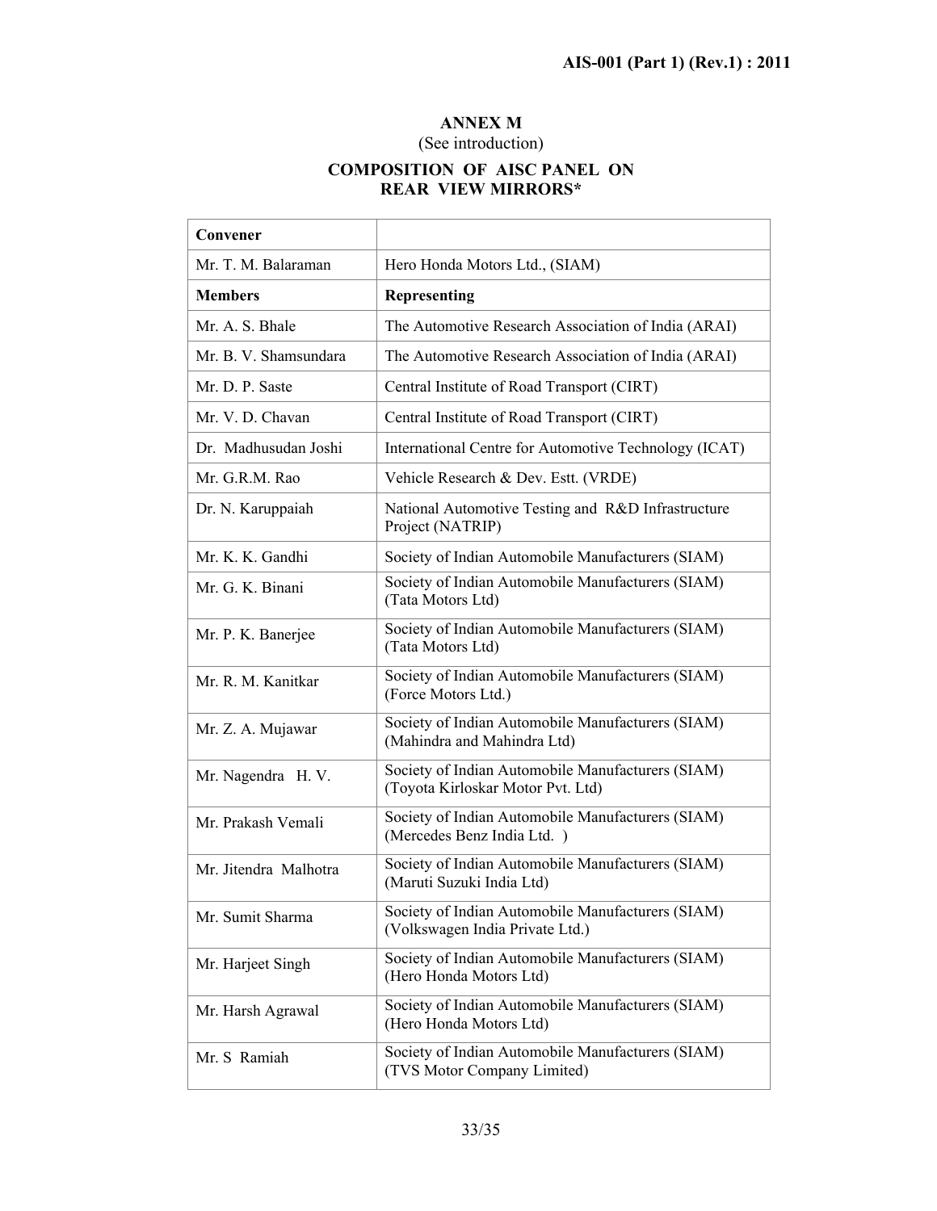## ANNEX M

(See introduction)

### COMPOSITION OF AISC PANEL ON REAR VIEW MIRRORS*

| Convener | |
|---|---|
| Mr. T. M. Balaraman | Hero Honda Motors Ltd., (SIAM) |
| **Members** | **Representing** |
| Mr. A. S. Bhale | The Automotive Research Association of India (ARAI) |
| Mr. B. V. Shamsundara | The Automotive Research Association of India (ARAI) |
| Mr. D. P. Saste | Central Institute of Road Transport (CIRT) |
| Mr. V. D. Chavan | Central Institute of Road Transport (CIRT) |
| Dr. Madhusudan Joshi | International Centre for Automotive Technology (ICAT) |
| Mr. G.R.M. Rao | Vehicle Research & Dev. Estt. (VRDE) |
| Dr. N. Karuppaiah | National Automotive Testing and R&D Infrastructure Project (NATRIP) |
| Mr. K. K. Gandhi | Society of Indian Automobile Manufacturers (SIAM) |
| Mr. G. K. Binani | Society of Indian Automobile Manufacturers (SIAM) (Tata Motors Ltd) |
| Mr. P. K. Banerjee | Society of Indian Automobile Manufacturers (SIAM) (Tata Motors Ltd) |
| Mr. R. M. Kanitkar | Society of Indian Automobile Manufacturers (SIAM) (Force Motors Ltd.) |
| Mr. Z. A. Mujawar | Society of Indian Automobile Manufacturers (SIAM) (Mahindra and Mahindra Ltd) |
| Mr. Nagendra H. V. | Society of Indian Automobile Manufacturers (SIAM) (Toyota Kirloskar Motor Pvt. Ltd) |
| Mr. Prakash Vemali | Society of Indian Automobile Manufacturers (SIAM) (Mercedes Benz India Ltd. ) |
| Mr. Jitendra Malhotra | Society of Indian Automobile Manufacturers (SIAM) (Maruti Suzuki India Ltd) |
| Mr. Sumit Sharma | Society of Indian Automobile Manufacturers (SIAM) (Volkswagen India Private Ltd.) |
| Mr. Harjeet Singh | Society of Indian Automobile Manufacturers (SIAM) (Hero Honda Motors Ltd) |
| Mr. Harsh Agrawal | Society of Indian Automobile Manufacturers (SIAM) (Hero Honda Motors Ltd) |
| Mr. S Ramiah | Society of Indian Automobile Manufacturers (SIAM) (TVS Motor Company Limited) |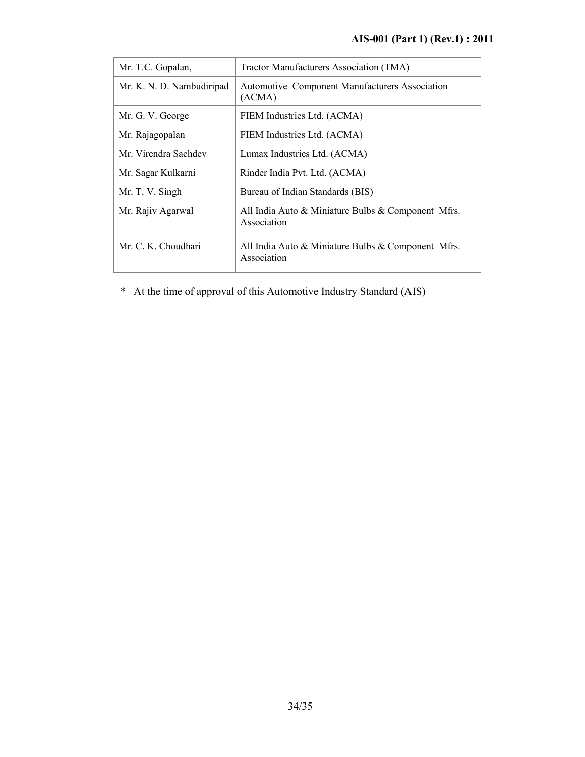| Mr. T.C. Gopalan, | Tractor Manufacturers Association (TMA) |
|---|---|
| Mr. K. N. D. Nambudiripad | Automotive Component Manufacturers Association (ACMA) |
| Mr. G. V. George | FIEM Industries Ltd. (ACMA) |
| Mr. Rajagopalan | FIEM Industries Ltd. (ACMA) |
| Mr. Virendra Sachdev | Lumax Industries Ltd. (ACMA) |
| Mr. Sagar Kulkarni | Rinder India Pvt. Ltd. (ACMA) |
| Mr. T. V. Singh | Bureau of Indian Standards (BIS) |
| Mr. Rajiv Agarwal | All India Auto & Miniature Bulbs & Component Mfrs. Association |
| Mr. C. K. Choudhari | All India Auto & Miniature Bulbs & Component Mfrs. Association |

\* At the time of approval of this Automotive Industry Standard (AIS)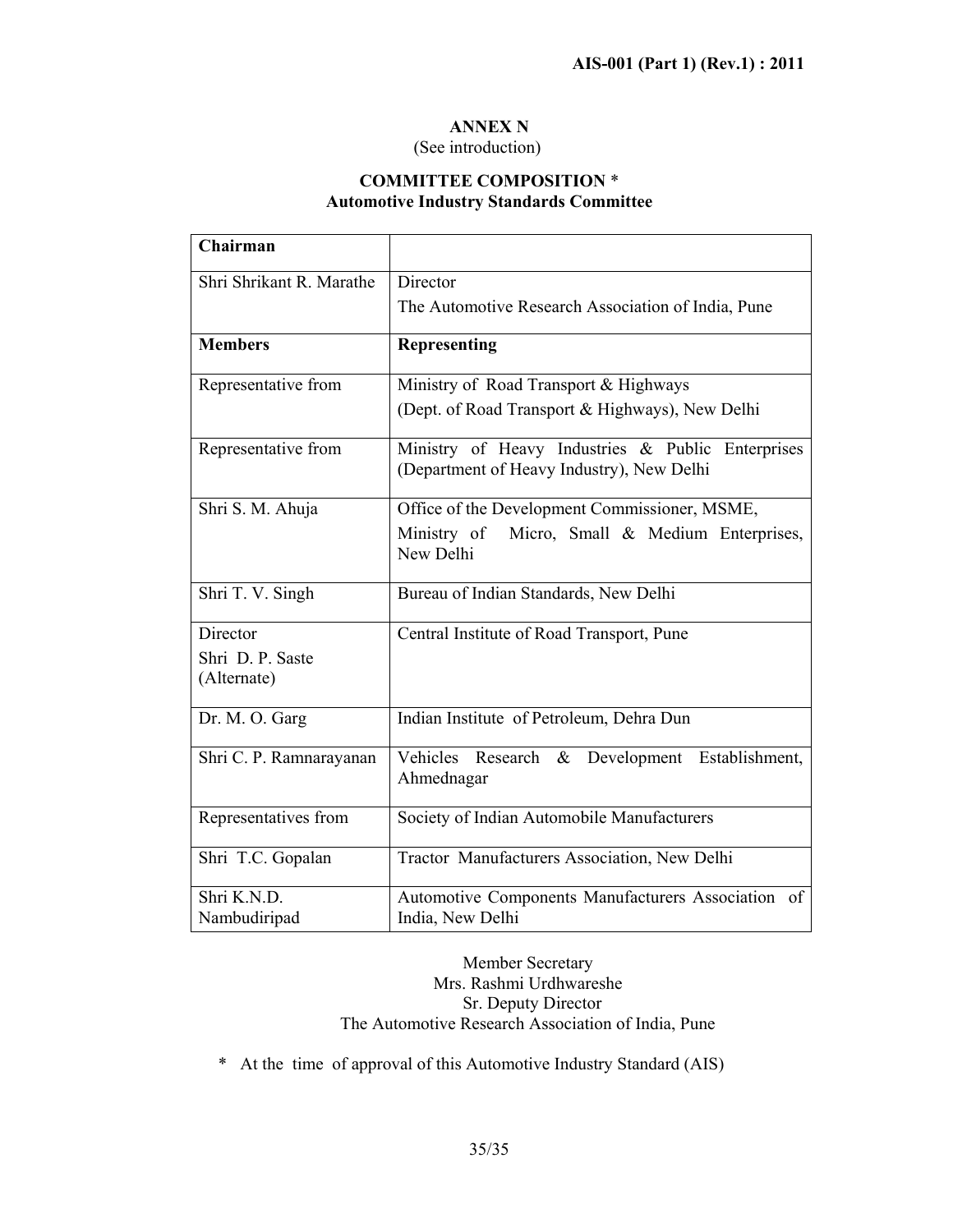## ANNEX N

(See introduction)

### COMMITTEE COMPOSITION *
### Automotive Industry Standards Committee

| **Chairman** | |
|---|---|
| Shri Shrikant R. Marathe | Director<br>The Automotive Research Association of India, Pune |
| **Members** | **Representing** |
| Representative from | Ministry of Road Transport & Highways<br>(Dept. of Road Transport & Highways), New Delhi |
| Representative from | Ministry of Heavy Industries & Public Enterprises (Department of Heavy Industry), New Delhi |
| Shri S. M. Ahuja | Office of the Development Commissioner, MSME,<br>Ministry of Micro, Small & Medium Enterprises, New Delhi |
| Shri T. V. Singh | Bureau of Indian Standards, New Delhi |
| Director<br>Shri D. P. Saste (Alternate) | Central Institute of Road Transport, Pune |
| Dr. M. O. Garg | Indian Institute of Petroleum, Dehra Dun |
| Shri C. P. Ramnarayanan | Vehicles Research & Development Establishment, Ahmednagar |
| Representatives from | Society of Indian Automobile Manufacturers |
| Shri T.C. Gopalan | Tractor Manufacturers Association, New Delhi |
| Shri K.N.D. Nambudiripad | Automotive Components Manufacturers Association of India, New Delhi |

Member Secretary
Mrs. Rashmi Urdhwareshe
Sr. Deputy Director
The Automotive Research Association of India, Pune

\* At the time of approval of this Automotive Industry Standard (AIS)